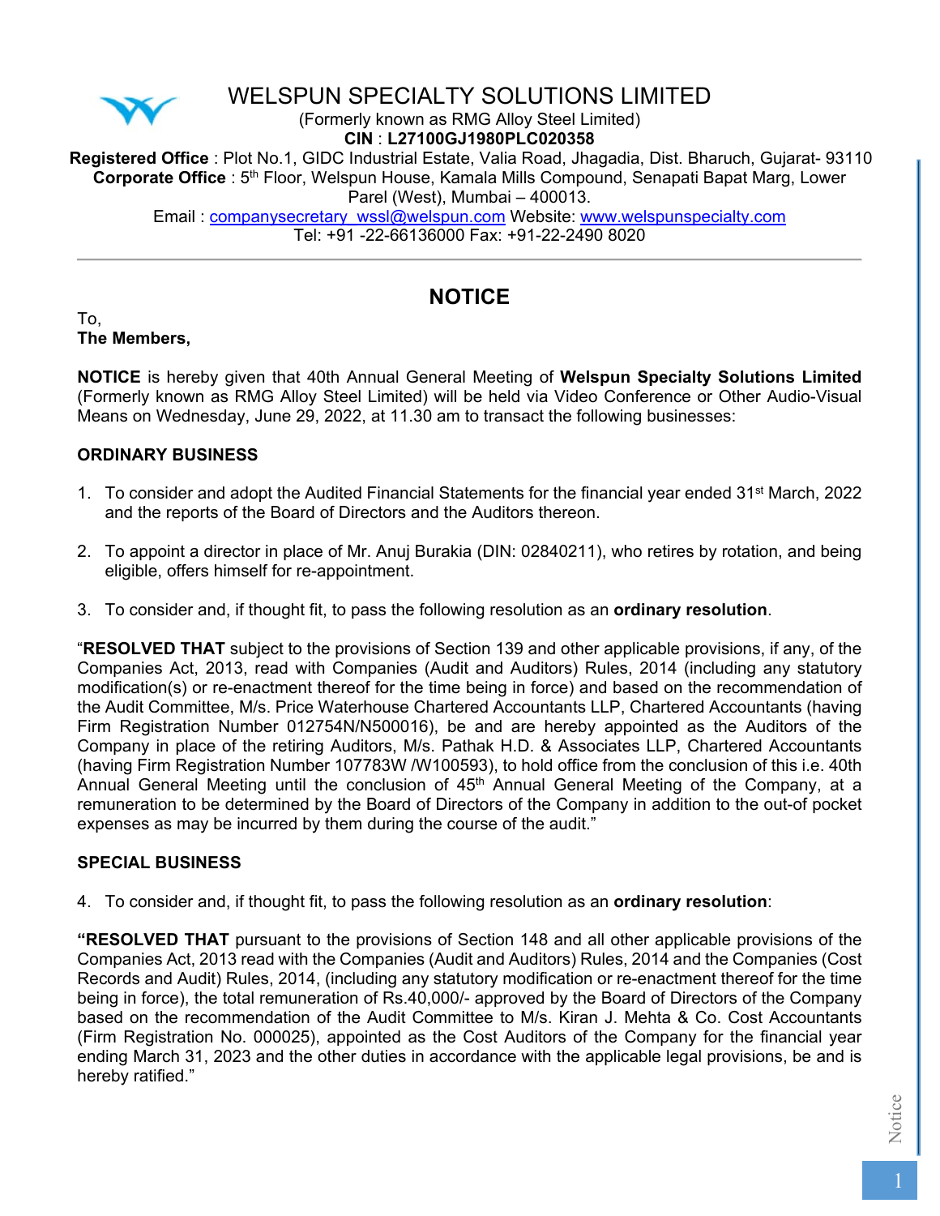# WELSPUN SPECIALTY SOLUTIONS LIMITED

(Formerly known as RMG Alloy Steel Limited)

**CIN** : **L27100GJ1980PLC020358**

**Registered Office** : Plot No.1, GIDC Industrial Estate, Valia Road, Jhagadia, Dist. Bharuch, Gujarat- 93110

**Corporate Office** : 5th Floor, Welspun House, Kamala Mills Compound, Senapati Bapat Marg, Lower Parel (West), Mumbai – 400013.

Email : companysecretary_wssl@welspun.com Website: www.welspunspecialty.com

Tel: +91 -22-66136000 Fax: +91-22-2490 8020

## NOTICE

To,
**The Members,**

**NOTICE** is hereby given that 40th Annual General Meeting of **Welspun Specialty Solutions Limited** (Formerly known as RMG Alloy Steel Limited) will be held via Video Conference or Other Audio-Visual Means on Wednesday, June 29, 2022, at 11.30 am to transact the following businesses:

### ORDINARY BUSINESS

1. To consider and adopt the Audited Financial Statements for the financial year ended 31st March, 2022 and the reports of the Board of Directors and the Auditors thereon.

2. To appoint a director in place of Mr. Anuj Burakia (DIN: 02840211), who retires by rotation, and being eligible, offers himself for re-appointment.

3. To consider and, if thought fit, to pass the following resolution as an **ordinary resolution**.

"**RESOLVED THAT** subject to the provisions of Section 139 and other applicable provisions, if any, of the Companies Act, 2013, read with Companies (Audit and Auditors) Rules, 2014 (including any statutory modification(s) or re-enactment thereof for the time being in force) and based on the recommendation of the Audit Committee, M/s. Price Waterhouse Chartered Accountants LLP, Chartered Accountants (having Firm Registration Number 012754N/N500016), be and are hereby appointed as the Auditors of the Company in place of the retiring Auditors, M/s. Pathak H.D. & Associates LLP, Chartered Accountants (having Firm Registration Number 107783W /W100593), to hold office from the conclusion of this i.e. 40th Annual General Meeting until the conclusion of 45th Annual General Meeting of the Company, at a remuneration to be determined by the Board of Directors of the Company in addition to the out-of pocket expenses as may be incurred by them during the course of the audit."

### SPECIAL BUSINESS

4. To consider and, if thought fit, to pass the following resolution as an **ordinary resolution**:

**"RESOLVED THAT** pursuant to the provisions of Section 148 and all other applicable provisions of the Companies Act, 2013 read with the Companies (Audit and Auditors) Rules, 2014 and the Companies (Cost Records and Audit) Rules, 2014, (including any statutory modification or re-enactment thereof for the time being in force), the total remuneration of Rs.40,000/- approved by the Board of Directors of the Company based on the recommendation of the Audit Committee to M/s. Kiran J. Mehta & Co. Cost Accountants (Firm Registration No. 000025), appointed as the Cost Auditors of the Company for the financial year ending March 31, 2023 and the other duties in accordance with the applicable legal provisions, be and is hereby ratified."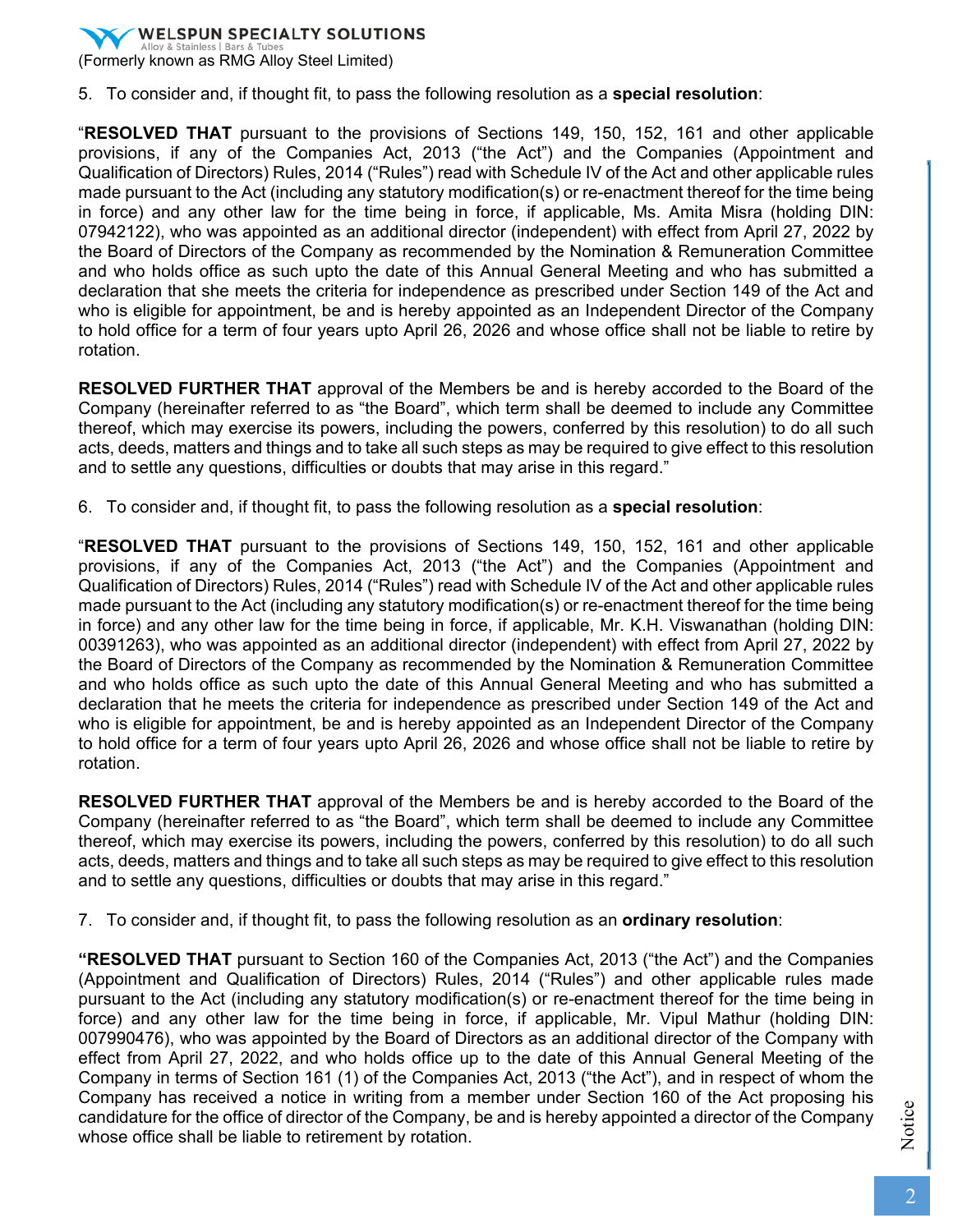5. To consider and, if thought fit, to pass the following resolution as a **special resolution**:

"**RESOLVED THAT** pursuant to the provisions of Sections 149, 150, 152, 161 and other applicable provisions, if any of the Companies Act, 2013 ("the Act") and the Companies (Appointment and Qualification of Directors) Rules, 2014 ("Rules") read with Schedule IV of the Act and other applicable rules made pursuant to the Act (including any statutory modification(s) or re-enactment thereof for the time being in force) and any other law for the time being in force, if applicable, Ms. Amita Misra (holding DIN: 07942122), who was appointed as an additional director (independent) with effect from April 27, 2022 by the Board of Directors of the Company as recommended by the Nomination & Remuneration Committee and who holds office as such upto the date of this Annual General Meeting and who has submitted a declaration that she meets the criteria for independence as prescribed under Section 149 of the Act and who is eligible for appointment, be and is hereby appointed as an Independent Director of the Company to hold office for a term of four years upto April 26, 2026 and whose office shall not be liable to retire by rotation.

**RESOLVED FURTHER THAT** approval of the Members be and is hereby accorded to the Board of the Company (hereinafter referred to as "the Board", which term shall be deemed to include any Committee thereof, which may exercise its powers, including the powers, conferred by this resolution) to do all such acts, deeds, matters and things and to take all such steps as may be required to give effect to this resolution and to settle any questions, difficulties or doubts that may arise in this regard."

6. To consider and, if thought fit, to pass the following resolution as a **special resolution**:

"**RESOLVED THAT** pursuant to the provisions of Sections 149, 150, 152, 161 and other applicable provisions, if any of the Companies Act, 2013 ("the Act") and the Companies (Appointment and Qualification of Directors) Rules, 2014 ("Rules") read with Schedule IV of the Act and other applicable rules made pursuant to the Act (including any statutory modification(s) or re-enactment thereof for the time being in force) and any other law for the time being in force, if applicable, Mr. K.H. Viswanathan (holding DIN: 00391263), who was appointed as an additional director (independent) with effect from April 27, 2022 by the Board of Directors of the Company as recommended by the Nomination & Remuneration Committee and who holds office as such upto the date of this Annual General Meeting and who has submitted a declaration that he meets the criteria for independence as prescribed under Section 149 of the Act and who is eligible for appointment, be and is hereby appointed as an Independent Director of the Company to hold office for a term of four years upto April 26, 2026 and whose office shall not be liable to retire by rotation.

**RESOLVED FURTHER THAT** approval of the Members be and is hereby accorded to the Board of the Company (hereinafter referred to as "the Board", which term shall be deemed to include any Committee thereof, which may exercise its powers, including the powers, conferred by this resolution) to do all such acts, deeds, matters and things and to take all such steps as may be required to give effect to this resolution and to settle any questions, difficulties or doubts that may arise in this regard."

7. To consider and, if thought fit, to pass the following resolution as an **ordinary resolution**:

**"RESOLVED THAT** pursuant to Section 160 of the Companies Act, 2013 ("the Act") and the Companies (Appointment and Qualification of Directors) Rules, 2014 ("Rules") and other applicable rules made pursuant to the Act (including any statutory modification(s) or re-enactment thereof for the time being in force) and any other law for the time being in force, if applicable, Mr. Vipul Mathur (holding DIN: 007990476), who was appointed by the Board of Directors as an additional director of the Company with effect from April 27, 2022, and who holds office up to the date of this Annual General Meeting of the Company in terms of Section 161 (1) of the Companies Act, 2013 ("the Act"), and in respect of whom the Company has received a notice in writing from a member under Section 160 of the Act proposing his candidature for the office of director of the Company, be and is hereby appointed a director of the Company whose office shall be liable to retirement by rotation.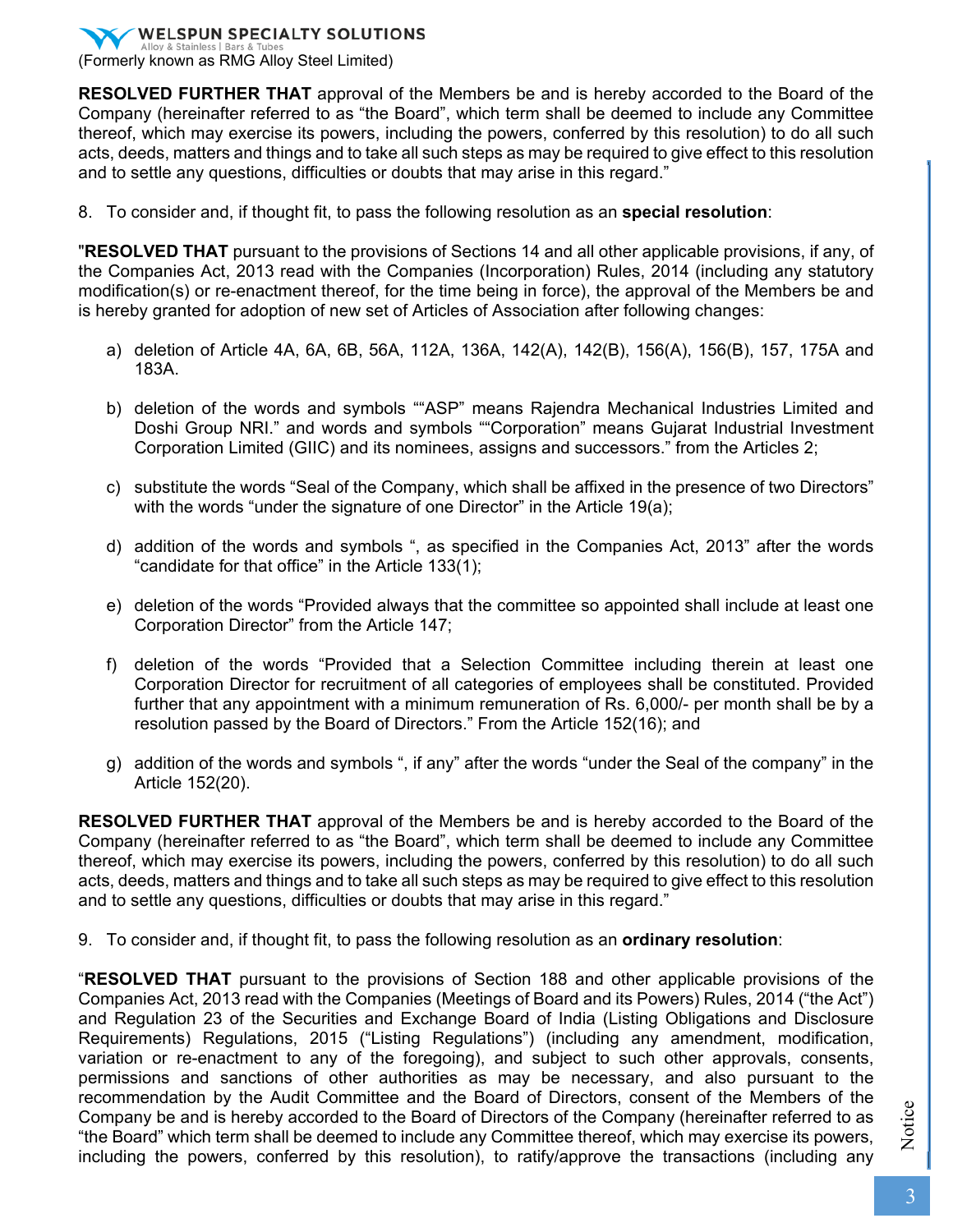**RESOLVED FURTHER THAT** approval of the Members be and is hereby accorded to the Board of the Company (hereinafter referred to as "the Board", which term shall be deemed to include any Committee thereof, which may exercise its powers, including the powers, conferred by this resolution) to do all such acts, deeds, matters and things and to take all such steps as may be required to give effect to this resolution and to settle any questions, difficulties or doubts that may arise in this regard."

8. To consider and, if thought fit, to pass the following resolution as an **special resolution**:

"**RESOLVED THAT** pursuant to the provisions of Sections 14 and all other applicable provisions, if any, of the Companies Act, 2013 read with the Companies (Incorporation) Rules, 2014 (including any statutory modification(s) or re-enactment thereof, for the time being in force), the approval of the Members be and is hereby granted for adoption of new set of Articles of Association after following changes:

a) deletion of Article 4A, 6A, 6B, 56A, 112A, 136A, 142(A), 142(B), 156(A), 156(B), 157, 175A and 183A.

b) deletion of the words and symbols ""ASP" means Rajendra Mechanical Industries Limited and Doshi Group NRI." and words and symbols ""Corporation" means Gujarat Industrial Investment Corporation Limited (GIIC) and its nominees, assigns and successors." from the Articles 2;

c) substitute the words "Seal of the Company, which shall be affixed in the presence of two Directors" with the words "under the signature of one Director" in the Article 19(a);

d) addition of the words and symbols ", as specified in the Companies Act, 2013" after the words "candidate for that office" in the Article 133(1);

e) deletion of the words "Provided always that the committee so appointed shall include at least one Corporation Director" from the Article 147;

f) deletion of the words "Provided that a Selection Committee including therein at least one Corporation Director for recruitment of all categories of employees shall be constituted. Provided further that any appointment with a minimum remuneration of Rs. 6,000/- per month shall be by a resolution passed by the Board of Directors." From the Article 152(16); and

g) addition of the words and symbols ", if any" after the words "under the Seal of the company" in the Article 152(20).

**RESOLVED FURTHER THAT** approval of the Members be and is hereby accorded to the Board of the Company (hereinafter referred to as "the Board", which term shall be deemed to include any Committee thereof, which may exercise its powers, including the powers, conferred by this resolution) to do all such acts, deeds, matters and things and to take all such steps as may be required to give effect to this resolution and to settle any questions, difficulties or doubts that may arise in this regard."

9. To consider and, if thought fit, to pass the following resolution as an **ordinary resolution**:

"**RESOLVED THAT** pursuant to the provisions of Section 188 and other applicable provisions of the Companies Act, 2013 read with the Companies (Meetings of Board and its Powers) Rules, 2014 ("the Act") and Regulation 23 of the Securities and Exchange Board of India (Listing Obligations and Disclosure Requirements) Regulations, 2015 ("Listing Regulations") (including any amendment, modification, variation or re-enactment to any of the foregoing), and subject to such other approvals, consents, permissions and sanctions of other authorities as may be necessary, and also pursuant to the recommendation by the Audit Committee and the Board of Directors, consent of the Members of the Company be and is hereby accorded to the Board of Directors of the Company (hereinafter referred to as "the Board" which term shall be deemed to include any Committee thereof, which may exercise its powers, including the powers, conferred by this resolution), to ratify/approve the transactions (including any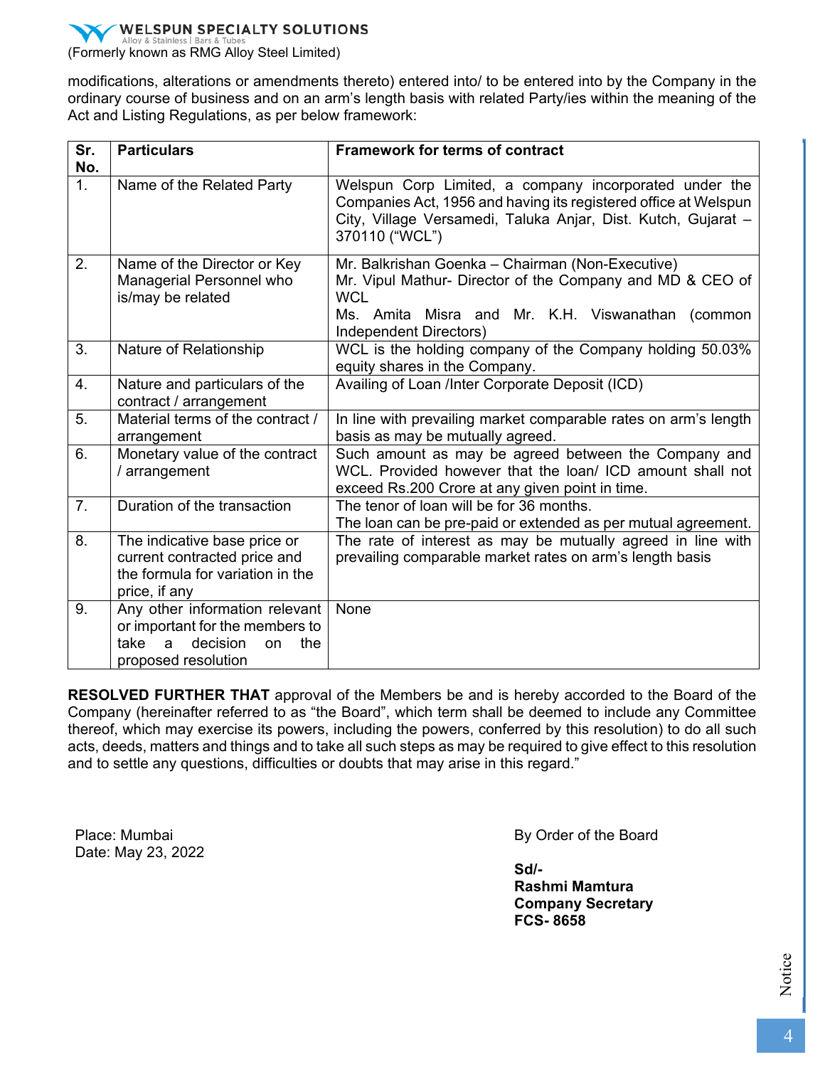modifications, alterations or amendments thereto) entered into/ to be entered into by the Company in the ordinary course of business and on an arm's length basis with related Party/ies within the meaning of the Act and Listing Regulations, as per below framework:

| Sr. No. | Particulars | Framework for terms of contract |
|---|---|---|
| 1. | Name of the Related Party | Welspun Corp Limited, a company incorporated under the Companies Act, 1956 and having its registered office at Welspun City, Village Versamedi, Taluka Anjar, Dist. Kutch, Gujarat – 370110 ("WCL") |
| 2. | Name of the Director or Key Managerial Personnel who is/may be related | Mr. Balkrishan Goenka – Chairman (Non-Executive)<br>Mr. Vipul Mathur- Director of the Company and MD & CEO of WCL<br>Ms. Amita Misra and Mr. K.H. Viswanathan (common Independent Directors) |
| 3. | Nature of Relationship | WCL is the holding company of the Company holding 50.03% equity shares in the Company. |
| 4. | Nature and particulars of the contract / arrangement | Availing of Loan /Inter Corporate Deposit (ICD) |
| 5. | Material terms of the contract / arrangement | In line with prevailing market comparable rates on arm's length basis as may be mutually agreed. |
| 6. | Monetary value of the contract / arrangement | Such amount as may be agreed between the Company and WCL. Provided however that the loan/ ICD amount shall not exceed Rs.200 Crore at any given point in time. |
| 7. | Duration of the transaction | The tenor of loan will be for 36 months.<br>The loan can be pre-paid or extended as per mutual agreement. |
| 8. | The indicative base price or current contracted price and the formula for variation in the price, if any | The rate of interest as may be mutually agreed in line with prevailing comparable market rates on arm's length basis |
| 9. | Any other information relevant or important for the members to take a decision on the proposed resolution | None |

**RESOLVED FURTHER THAT** approval of the Members be and is hereby accorded to the Board of the Company (hereinafter referred to as "the Board", which term shall be deemed to include any Committee thereof, which may exercise its powers, including the powers, conferred by this resolution) to do all such acts, deeds, matters and things and to take all such steps as may be required to give effect to this resolution and to settle any questions, difficulties or doubts that may arise in this regard."

Place: Mumbai
Date: May 23, 2022

By Order of the Board

**Sd/-**
**Rashmi Mamtura**
**Company Secretary**
**FCS- 8658**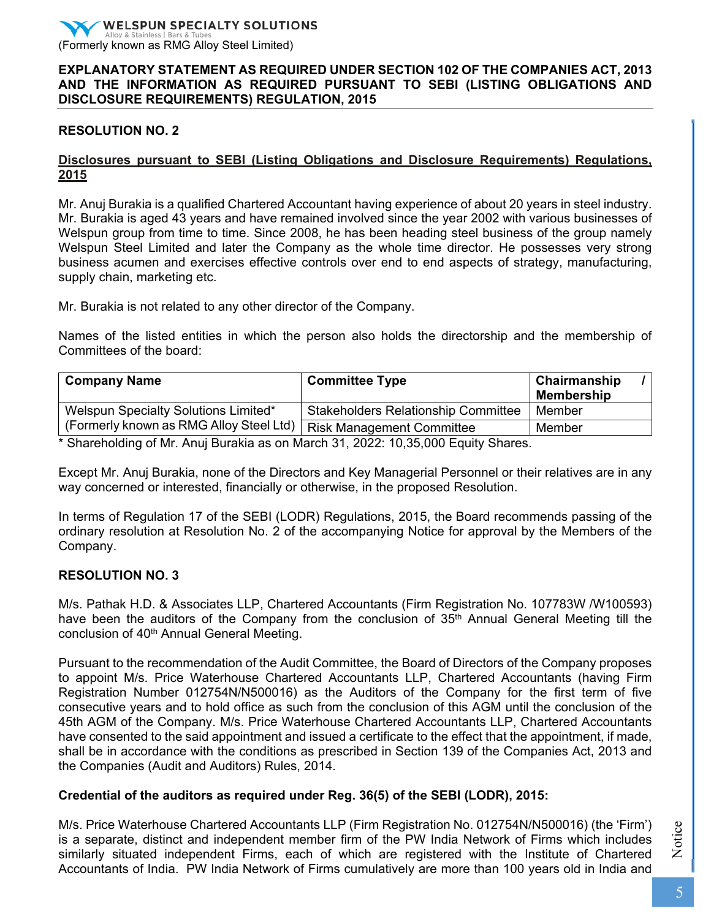## EXPLANATORY STATEMENT AS REQUIRED UNDER SECTION 102 OF THE COMPANIES ACT, 2013 AND THE INFORMATION AS REQUIRED PURSUANT TO SEBI (LISTING OBLIGATIONS AND DISCLOSURE REQUIREMENTS) REGULATION, 2015

### RESOLUTION NO. 2

**Disclosures pursuant to SEBI (Listing Obligations and Disclosure Requirements) Regulations, 2015**

Mr. Anuj Burakia is a qualified Chartered Accountant having experience of about 20 years in steel industry. Mr. Burakia is aged 43 years and have remained involved since the year 2002 with various businesses of Welspun group from time to time. Since 2008, he has been heading steel business of the group namely Welspun Steel Limited and later the Company as the whole time director. He possesses very strong business acumen and exercises effective controls over end to end aspects of strategy, manufacturing, supply chain, marketing etc.

Mr. Burakia is not related to any other director of the Company.

Names of the listed entities in which the person also holds the directorship and the membership of Committees of the board:

| Company Name | Committee Type | Chairmanship / Membership |
|---|---|---|
| Welspun Specialty Solutions Limited* (Formerly known as RMG Alloy Steel Ltd) | Stakeholders Relationship Committee | Member |
| | Risk Management Committee | Member |

\* Shareholding of Mr. Anuj Burakia as on March 31, 2022: 10,35,000 Equity Shares.

Except Mr. Anuj Burakia, none of the Directors and Key Managerial Personnel or their relatives are in any way concerned or interested, financially or otherwise, in the proposed Resolution.

In terms of Regulation 17 of the SEBI (LODR) Regulations, 2015, the Board recommends passing of the ordinary resolution at Resolution No. 2 of the accompanying Notice for approval by the Members of the Company.

### RESOLUTION NO. 3

M/s. Pathak H.D. & Associates LLP, Chartered Accountants (Firm Registration No. 107783W /W100593) have been the auditors of the Company from the conclusion of 35th Annual General Meeting till the conclusion of 40th Annual General Meeting.

Pursuant to the recommendation of the Audit Committee, the Board of Directors of the Company proposes to appoint M/s. Price Waterhouse Chartered Accountants LLP, Chartered Accountants (having Firm Registration Number 012754N/N500016) as the Auditors of the Company for the first term of five consecutive years and to hold office as such from the conclusion of this AGM until the conclusion of the 45th AGM of the Company. M/s. Price Waterhouse Chartered Accountants LLP, Chartered Accountants have consented to the said appointment and issued a certificate to the effect that the appointment, if made, shall be in accordance with the conditions as prescribed in Section 139 of the Companies Act, 2013 and the Companies (Audit and Auditors) Rules, 2014.

**Credential of the auditors as required under Reg. 36(5) of the SEBI (LODR), 2015:**

M/s. Price Waterhouse Chartered Accountants LLP (Firm Registration No. 012754N/N500016) (the 'Firm') is a separate, distinct and independent member firm of the PW India Network of Firms which includes similarly situated independent Firms, each of which are registered with the Institute of Chartered Accountants of India. PW India Network of Firms cumulatively are more than 100 years old in India and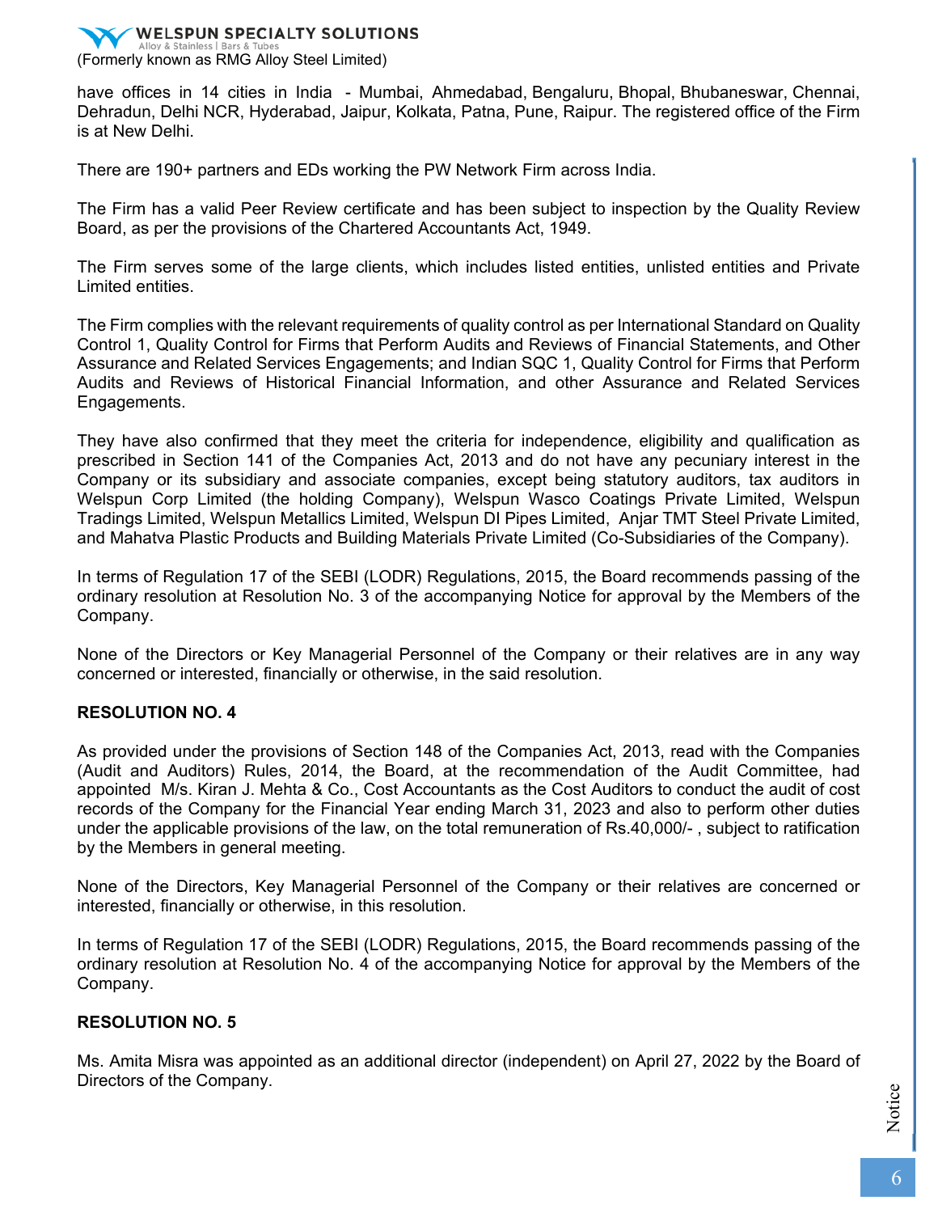have offices in 14 cities in India - Mumbai, Ahmedabad, Bengaluru, Bhopal, Bhubaneswar, Chennai, Dehradun, Delhi NCR, Hyderabad, Jaipur, Kolkata, Patna, Pune, Raipur. The registered office of the Firm is at New Delhi.

There are 190+ partners and EDs working the PW Network Firm across India.

The Firm has a valid Peer Review certificate and has been subject to inspection by the Quality Review Board, as per the provisions of the Chartered Accountants Act, 1949.

The Firm serves some of the large clients, which includes listed entities, unlisted entities and Private Limited entities.

The Firm complies with the relevant requirements of quality control as per International Standard on Quality Control 1, Quality Control for Firms that Perform Audits and Reviews of Financial Statements, and Other Assurance and Related Services Engagements; and Indian SQC 1, Quality Control for Firms that Perform Audits and Reviews of Historical Financial Information, and other Assurance and Related Services Engagements.

They have also confirmed that they meet the criteria for independence, eligibility and qualification as prescribed in Section 141 of the Companies Act, 2013 and do not have any pecuniary interest in the Company or its subsidiary and associate companies, except being statutory auditors, tax auditors in Welspun Corp Limited (the holding Company), Welspun Wasco Coatings Private Limited, Welspun Tradings Limited, Welspun Metallics Limited, Welspun DI Pipes Limited, Anjar TMT Steel Private Limited, and Mahatva Plastic Products and Building Materials Private Limited (Co-Subsidiaries of the Company).

In terms of Regulation 17 of the SEBI (LODR) Regulations, 2015, the Board recommends passing of the ordinary resolution at Resolution No. 3 of the accompanying Notice for approval by the Members of the Company.

None of the Directors or Key Managerial Personnel of the Company or their relatives are in any way concerned or interested, financially or otherwise, in the said resolution.

**RESOLUTION NO. 4**

As provided under the provisions of Section 148 of the Companies Act, 2013, read with the Companies (Audit and Auditors) Rules, 2014, the Board, at the recommendation of the Audit Committee, had appointed M/s. Kiran J. Mehta & Co., Cost Accountants as the Cost Auditors to conduct the audit of cost records of the Company for the Financial Year ending March 31, 2023 and also to perform other duties under the applicable provisions of the law, on the total remuneration of Rs.40,000/- , subject to ratification by the Members in general meeting.

None of the Directors, Key Managerial Personnel of the Company or their relatives are concerned or interested, financially or otherwise, in this resolution.

In terms of Regulation 17 of the SEBI (LODR) Regulations, 2015, the Board recommends passing of the ordinary resolution at Resolution No. 4 of the accompanying Notice for approval by the Members of the Company.

**RESOLUTION NO. 5**

Ms. Amita Misra was appointed as an additional director (independent) on April 27, 2022 by the Board of Directors of the Company.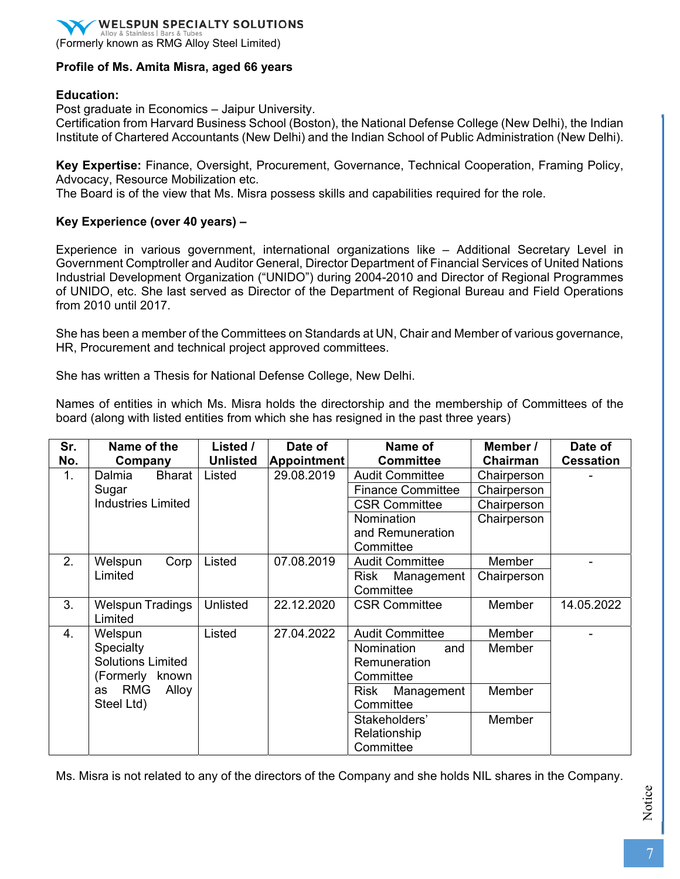WELSPUN SPECIALTY SOLUTIONS
Alloy & Stainless | Bars & Tubes
(Formerly known as RMG Alloy Steel Limited)

**Profile of Ms. Amita Misra, aged 66 years**

**Education:**
Post graduate in Economics – Jaipur University.
Certification from Harvard Business School (Boston), the National Defense College (New Delhi), the Indian Institute of Chartered Accountants (New Delhi) and the Indian School of Public Administration (New Delhi).

**Key Expertise:** Finance, Oversight, Procurement, Governance, Technical Cooperation, Framing Policy, Advocacy, Resource Mobilization etc.
The Board is of the view that Ms. Misra possess skills and capabilities required for the role.

**Key Experience (over 40 years) –**

Experience in various government, international organizations like – Additional Secretary Level in Government Comptroller and Auditor General, Director Department of Financial Services of United Nations Industrial Development Organization ("UNIDO") during 2004-2010 and Director of Regional Programmes of UNIDO, etc. She last served as Director of the Department of Regional Bureau and Field Operations from 2010 until 2017.

She has been a member of the Committees on Standards at UN, Chair and Member of various governance, HR, Procurement and technical project approved committees.

She has written a Thesis for National Defense College, New Delhi.

Names of entities in which Ms. Misra holds the directorship and the membership of Committees of the board (along with listed entities from which she has resigned in the past three years)

| Sr. No. | Name of the Company | Listed / Unlisted | Date of Appointment | Name of Committee | Member / Chairman | Date of Cessation |
|---|---|---|---|---|---|---|
| 1. | Dalmia Bharat Sugar Industries Limited | Listed | 29.08.2019 | Audit Committee | Chairperson | - |
| | | | | Finance Committee | Chairperson | |
| | | | | CSR Committee | Chairperson | |
| | | | | Nomination and Remuneration Committee | Chairperson | |
| 2. | Welspun Corp Limited | Listed | 07.08.2019 | Audit Committee | Member | - |
| | | | | Risk Management Committee | Chairperson | |
| 3. | Welspun Tradings Limited | Unlisted | 22.12.2020 | CSR Committee | Member | 14.05.2022 |
| 4. | Welspun Specialty Solutions Limited (Formerly known as RMG Alloy Steel Ltd) | Listed | 27.04.2022 | Audit Committee | Member | - |
| | | | | Nomination and Remuneration Committee | Member | |
| | | | | Risk Management Committee | Member | |
| | | | | Stakeholders' Relationship Committee | Member | |

Ms. Misra is not related to any of the directors of the Company and she holds NIL shares in the Company.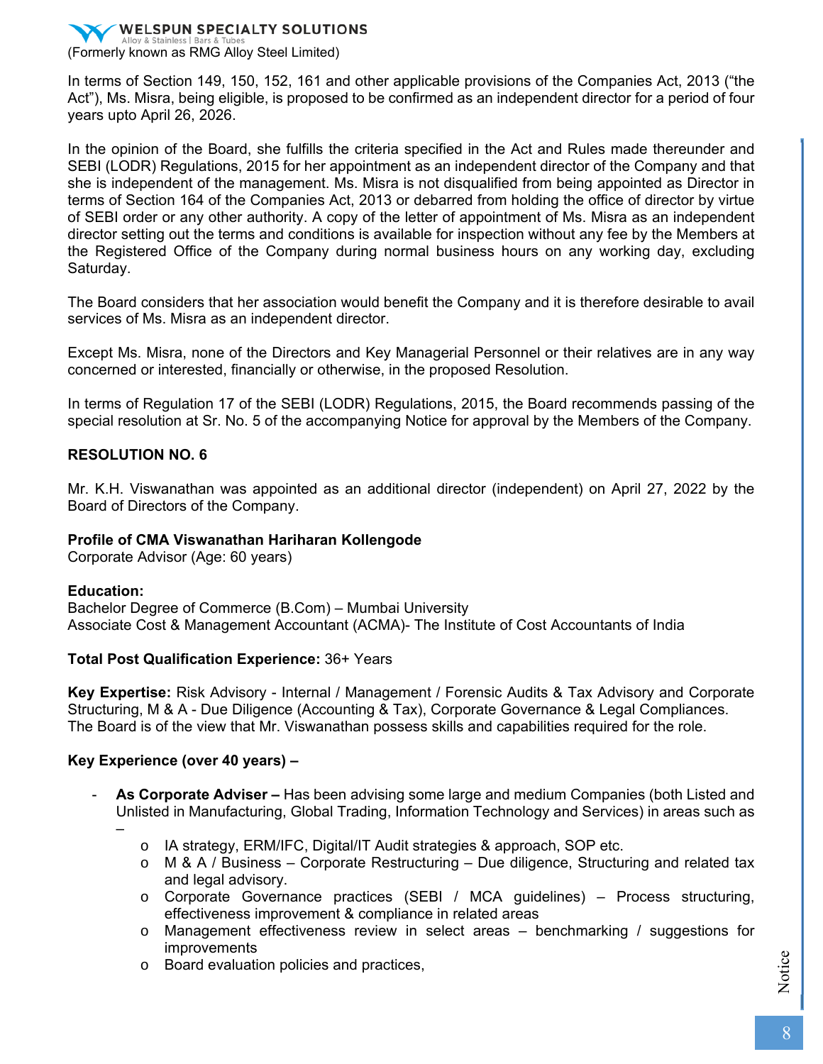In terms of Section 149, 150, 152, 161 and other applicable provisions of the Companies Act, 2013 ("the Act"), Ms. Misra, being eligible, is proposed to be confirmed as an independent director for a period of four years upto April 26, 2026.

In the opinion of the Board, she fulfills the criteria specified in the Act and Rules made thereunder and SEBI (LODR) Regulations, 2015 for her appointment as an independent director of the Company and that she is independent of the management. Ms. Misra is not disqualified from being appointed as Director in terms of Section 164 of the Companies Act, 2013 or debarred from holding the office of director by virtue of SEBI order or any other authority. A copy of the letter of appointment of Ms. Misra as an independent director setting out the terms and conditions is available for inspection without any fee by the Members at the Registered Office of the Company during normal business hours on any working day, excluding Saturday.

The Board considers that her association would benefit the Company and it is therefore desirable to avail services of Ms. Misra as an independent director.

Except Ms. Misra, none of the Directors and Key Managerial Personnel or their relatives are in any way concerned or interested, financially or otherwise, in the proposed Resolution.

In terms of Regulation 17 of the SEBI (LODR) Regulations, 2015, the Board recommends passing of the special resolution at Sr. No. 5 of the accompanying Notice for approval by the Members of the Company.

**RESOLUTION NO. 6**

Mr. K.H. Viswanathan was appointed as an additional director (independent) on April 27, 2022 by the Board of Directors of the Company.

**Profile of CMA Viswanathan Hariharan Kollengode**
Corporate Advisor (Age: 60 years)

**Education:**
Bachelor Degree of Commerce (B.Com) – Mumbai University
Associate Cost & Management Accountant (ACMA)- The Institute of Cost Accountants of India

**Total Post Qualification Experience:** 36+ Years

**Key Expertise:** Risk Advisory - Internal / Management / Forensic Audits & Tax Advisory and Corporate Structuring, M & A - Due Diligence (Accounting & Tax), Corporate Governance & Legal Compliances.
The Board is of the view that Mr. Viswanathan possess skills and capabilities required for the role.

**Key Experience (over 40 years) –**

- **As Corporate Adviser –** Has been advising some large and medium Companies (both Listed and Unlisted in Manufacturing, Global Trading, Information Technology and Services) in areas such as –
  - IA strategy, ERM/IFC, Digital/IT Audit strategies & approach, SOP etc.
  - M & A / Business – Corporate Restructuring – Due diligence, Structuring and related tax and legal advisory.
  - Corporate Governance practices (SEBI / MCA guidelines) – Process structuring, effectiveness improvement & compliance in related areas
  - Management effectiveness review in select areas – benchmarking / suggestions for improvements
  - Board evaluation policies and practices,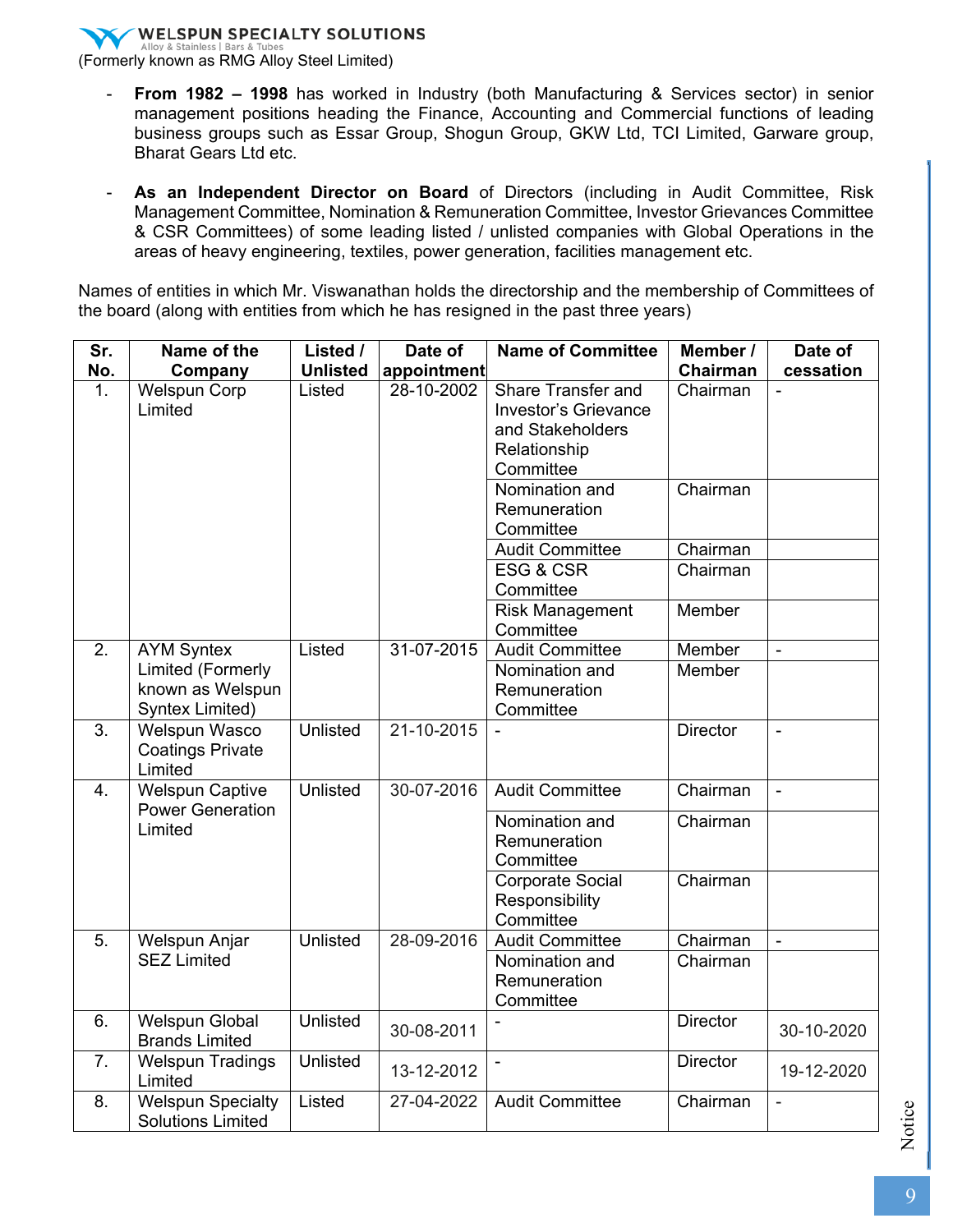- **From 1982 – 1998** has worked in Industry (both Manufacturing & Services sector) in senior management positions heading the Finance, Accounting and Commercial functions of leading business groups such as Essar Group, Shogun Group, GKW Ltd, TCI Limited, Garware group, Bharat Gears Ltd etc.

- **As an Independent Director on Board** of Directors (including in Audit Committee, Risk Management Committee, Nomination & Remuneration Committee, Investor Grievances Committee & CSR Committees) of some leading listed / unlisted companies with Global Operations in the areas of heavy engineering, textiles, power generation, facilities management etc.

Names of entities in which Mr. Viswanathan holds the directorship and the membership of Committees of the board (along with entities from which he has resigned in the past three years)

| Sr. No. | Name of the Company | Listed / Unlisted | Date of appointment | Name of Committee | Member / Chairman | Date of cessation |
|---|---|---|---|---|---|---|
| 1. | Welspun Corp Limited | Listed | 28-10-2002 | Share Transfer and Investor's Grievance and Stakeholders Relationship Committee | Chairman | - |
| | | | | Nomination and Remuneration Committee | Chairman | |
| | | | | Audit Committee | Chairman | |
| | | | | ESG & CSR Committee | Chairman | |
| | | | | Risk Management Committee | Member | |
| 2. | AYM Syntex Limited (Formerly known as Welspun Syntex Limited) | Listed | 31-07-2015 | Audit Committee | Member | - |
| | | | | Nomination and Remuneration Committee | Member | |
| 3. | Welspun Wasco Coatings Private Limited | Unlisted | 21-10-2015 | - | Director | - |
| 4. | Welspun Captive Power Generation Limited | Unlisted | 30-07-2016 | Audit Committee | Chairman | - |
| | | | | Nomination and Remuneration Committee | Chairman | |
| | | | | Corporate Social Responsibility Committee | Chairman | |
| 5. | Welspun Anjar SEZ Limited | Unlisted | 28-09-2016 | Audit Committee | Chairman | - |
| | | | | Nomination and Remuneration Committee | Chairman | |
| 6. | Welspun Global Brands Limited | Unlisted | 30-08-2011 | - | Director | 30-10-2020 |
| 7. | Welspun Tradings Limited | Unlisted | 13-12-2012 | - | Director | 19-12-2020 |
| 8. | Welspun Specialty Solutions Limited | Listed | 27-04-2022 | Audit Committee | Chairman | - |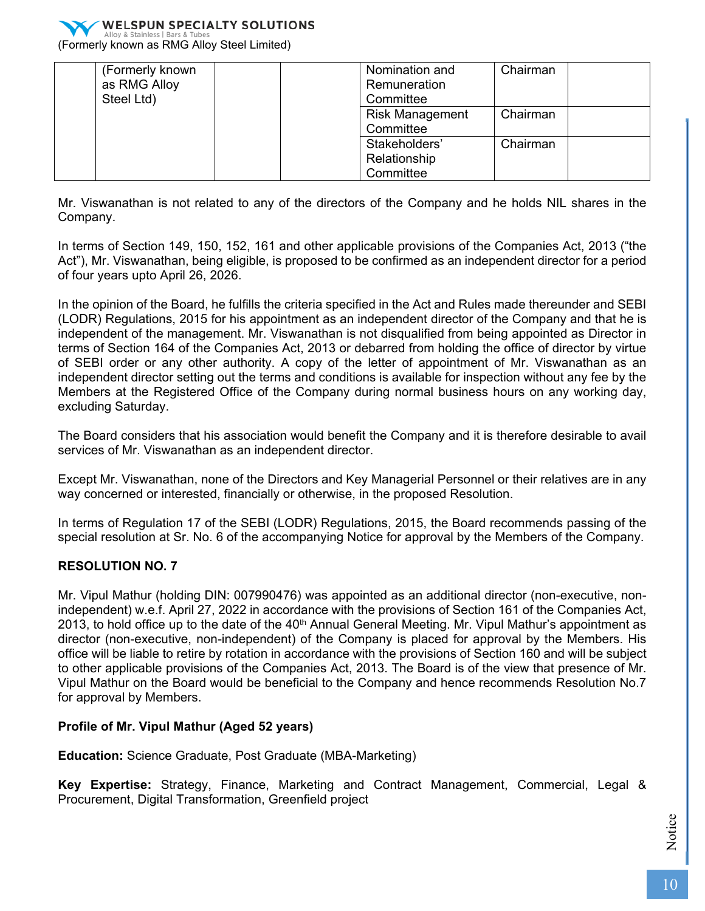| | (Formerly known as RMG Alloy Steel Ltd) | | | Nomination and Remuneration Committee | Chairman | |
|---|---|---|---|---|---|---|
| | | | | Risk Management Committee | Chairman | |
| | | | | Stakeholders' Relationship Committee | Chairman | |

Mr. Viswanathan is not related to any of the directors of the Company and he holds NIL shares in the Company.

In terms of Section 149, 150, 152, 161 and other applicable provisions of the Companies Act, 2013 ("the Act"), Mr. Viswanathan, being eligible, is proposed to be confirmed as an independent director for a period of four years upto April 26, 2026.

In the opinion of the Board, he fulfills the criteria specified in the Act and Rules made thereunder and SEBI (LODR) Regulations, 2015 for his appointment as an independent director of the Company and that he is independent of the management. Mr. Viswanathan is not disqualified from being appointed as Director in terms of Section 164 of the Companies Act, 2013 or debarred from holding the office of director by virtue of SEBI order or any other authority. A copy of the letter of appointment of Mr. Viswanathan as an independent director setting out the terms and conditions is available for inspection without any fee by the Members at the Registered Office of the Company during normal business hours on any working day, excluding Saturday.

The Board considers that his association would benefit the Company and it is therefore desirable to avail services of Mr. Viswanathan as an independent director.

Except Mr. Viswanathan, none of the Directors and Key Managerial Personnel or their relatives are in any way concerned or interested, financially or otherwise, in the proposed Resolution.

In terms of Regulation 17 of the SEBI (LODR) Regulations, 2015, the Board recommends passing of the special resolution at Sr. No. 6 of the accompanying Notice for approval by the Members of the Company.

**RESOLUTION NO. 7**

Mr. Vipul Mathur (holding DIN: 007990476) was appointed as an additional director (non-executive, non-independent) w.e.f. April 27, 2022 in accordance with the provisions of Section 161 of the Companies Act, 2013, to hold office up to the date of the 40th Annual General Meeting. Mr. Vipul Mathur's appointment as director (non-executive, non-independent) of the Company is placed for approval by the Members. His office will be liable to retire by rotation in accordance with the provisions of Section 160 and will be subject to other applicable provisions of the Companies Act, 2013. The Board is of the view that presence of Mr. Vipul Mathur on the Board would be beneficial to the Company and hence recommends Resolution No.7 for approval by Members.

**Profile of Mr. Vipul Mathur (Aged 52 years)**

**Education:** Science Graduate, Post Graduate (MBA-Marketing)

**Key Expertise:** Strategy, Finance, Marketing and Contract Management, Commercial, Legal & Procurement, Digital Transformation, Greenfield project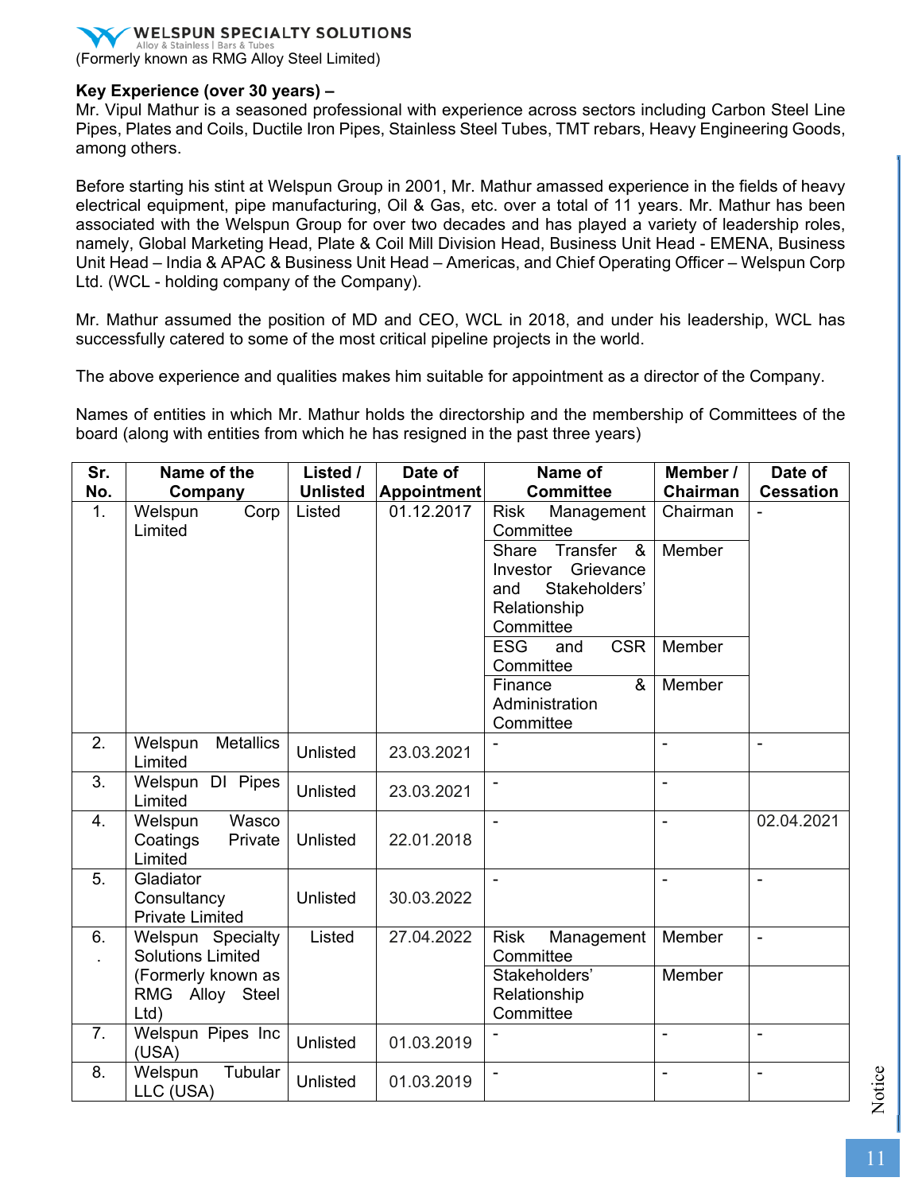**Key Experience (over 30 years) –**

Mr. Vipul Mathur is a seasoned professional with experience across sectors including Carbon Steel Line Pipes, Plates and Coils, Ductile Iron Pipes, Stainless Steel Tubes, TMT rebars, Heavy Engineering Goods, among others.

Before starting his stint at Welspun Group in 2001, Mr. Mathur amassed experience in the fields of heavy electrical equipment, pipe manufacturing, Oil & Gas, etc. over a total of 11 years. Mr. Mathur has been associated with the Welspun Group for over two decades and has played a variety of leadership roles, namely, Global Marketing Head, Plate & Coil Mill Division Head, Business Unit Head - EMENA, Business Unit Head – India & APAC & Business Unit Head – Americas, and Chief Operating Officer – Welspun Corp Ltd. (WCL - holding company of the Company).

Mr. Mathur assumed the position of MD and CEO, WCL in 2018, and under his leadership, WCL has successfully catered to some of the most critical pipeline projects in the world.

The above experience and qualities makes him suitable for appointment as a director of the Company.

Names of entities in which Mr. Mathur holds the directorship and the membership of Committees of the board (along with entities from which he has resigned in the past three years)

| Sr. No. | Name of the Company | Listed / Unlisted | Date of Appointment | Name of Committee | Member / Chairman | Date of Cessation |
|---|---|---|---|---|---|---|
| 1. | Welspun Corp Limited | Listed | 01.12.2017 | Risk Management Committee | Chairman | - |
| | | | | Share Transfer & Investor Grievance and Stakeholders' Relationship Committee | Member | |
| | | | | ESG and CSR Committee | Member | |
| | | | | Finance & Administration Committee | Member | |
| 2. | Welspun Metallics Limited | Unlisted | 23.03.2021 | - | - | - |
| 3. | Welspun DI Pipes Limited | Unlisted | 23.03.2021 | - | - | |
| 4. | Welspun Wasco Coatings Private Limited | Unlisted | 22.01.2018 | - | - | 02.04.2021 |
| 5. | Gladiator Consultancy Private Limited | Unlisted | 30.03.2022 | - | - | - |
| 6. | Welspun Specialty Solutions Limited (Formerly known as RMG Alloy Steel Ltd) | Listed | 27.04.2022 | Risk Management Committee | Member | - |
| | | | | Stakeholders' Relationship Committee | Member | |
| 7. | Welspun Pipes Inc (USA) | Unlisted | 01.03.2019 | - | - | - |
| 8. | Welspun Tubular LLC (USA) | Unlisted | 01.03.2019 | - | - | - |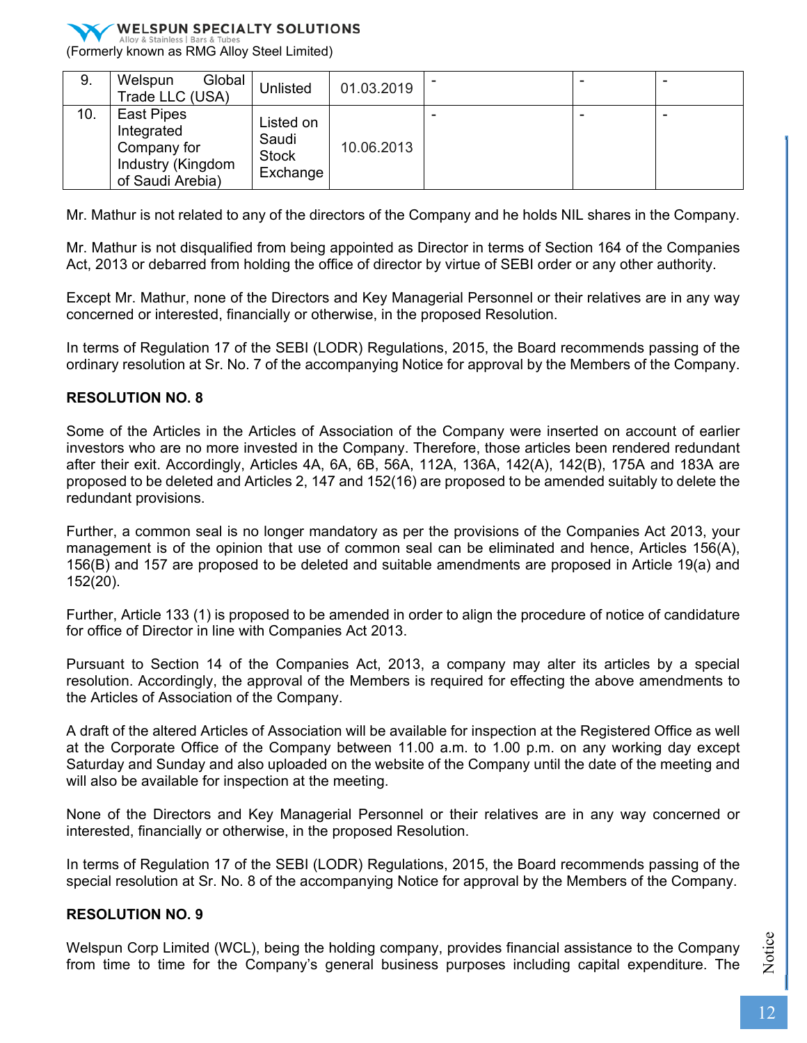| 9. | Welspun Global Trade LLC (USA) | Unlisted | 01.03.2019 | - | - | - |
|---|---|---|---|---|---|---|
| 10. | East Pipes Integrated Company for Industry (Kingdom of Saudi Arebia) | Listed on Saudi Stock Exchange | 10.06.2013 | - | - | - |

Mr. Mathur is not related to any of the directors of the Company and he holds NIL shares in the Company.

Mr. Mathur is not disqualified from being appointed as Director in terms of Section 164 of the Companies Act, 2013 or debarred from holding the office of director by virtue of SEBI order or any other authority.

Except Mr. Mathur, none of the Directors and Key Managerial Personnel or their relatives are in any way concerned or interested, financially or otherwise, in the proposed Resolution.

In terms of Regulation 17 of the SEBI (LODR) Regulations, 2015, the Board recommends passing of the ordinary resolution at Sr. No. 7 of the accompanying Notice for approval by the Members of the Company.

**RESOLUTION NO. 8**

Some of the Articles in the Articles of Association of the Company were inserted on account of earlier investors who are no more invested in the Company. Therefore, those articles been rendered redundant after their exit. Accordingly, Articles 4A, 6A, 6B, 56A, 112A, 136A, 142(A), 142(B), 175A and 183A are proposed to be deleted and Articles 2, 147 and 152(16) are proposed to be amended suitably to delete the redundant provisions.

Further, a common seal is no longer mandatory as per the provisions of the Companies Act 2013, your management is of the opinion that use of common seal can be eliminated and hence, Articles 156(A), 156(B) and 157 are proposed to be deleted and suitable amendments are proposed in Article 19(a) and 152(20).

Further, Article 133 (1) is proposed to be amended in order to align the procedure of notice of candidature for office of Director in line with Companies Act 2013.

Pursuant to Section 14 of the Companies Act, 2013, a company may alter its articles by a special resolution. Accordingly, the approval of the Members is required for effecting the above amendments to the Articles of Association of the Company.

A draft of the altered Articles of Association will be available for inspection at the Registered Office as well at the Corporate Office of the Company between 11.00 a.m. to 1.00 p.m. on any working day except Saturday and Sunday and also uploaded on the website of the Company until the date of the meeting and will also be available for inspection at the meeting.

None of the Directors and Key Managerial Personnel or their relatives are in any way concerned or interested, financially or otherwise, in the proposed Resolution.

In terms of Regulation 17 of the SEBI (LODR) Regulations, 2015, the Board recommends passing of the special resolution at Sr. No. 8 of the accompanying Notice for approval by the Members of the Company.

**RESOLUTION NO. 9**

Welspun Corp Limited (WCL), being the holding company, provides financial assistance to the Company from time to time for the Company's general business purposes including capital expenditure. The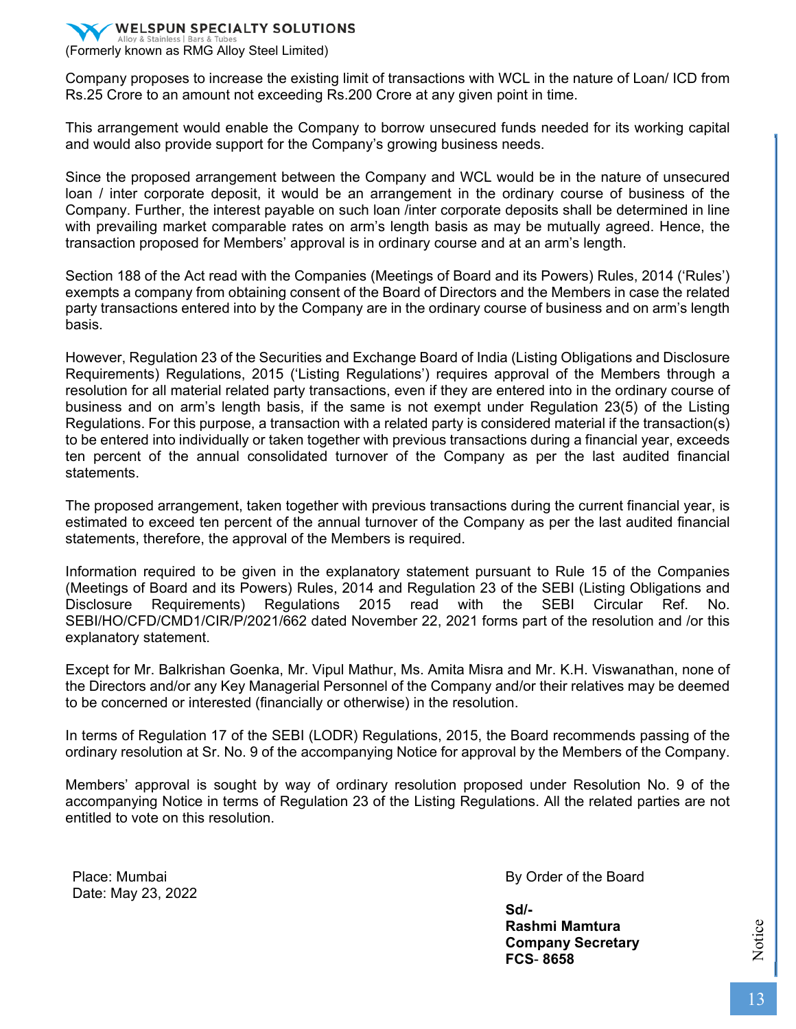Company proposes to increase the existing limit of transactions with WCL in the nature of Loan/ ICD from Rs.25 Crore to an amount not exceeding Rs.200 Crore at any given point in time.

This arrangement would enable the Company to borrow unsecured funds needed for its working capital and would also provide support for the Company's growing business needs.

Since the proposed arrangement between the Company and WCL would be in the nature of unsecured loan / inter corporate deposit, it would be an arrangement in the ordinary course of business of the Company. Further, the interest payable on such loan /inter corporate deposits shall be determined in line with prevailing market comparable rates on arm's length basis as may be mutually agreed. Hence, the transaction proposed for Members' approval is in ordinary course and at an arm's length.

Section 188 of the Act read with the Companies (Meetings of Board and its Powers) Rules, 2014 ('Rules') exempts a company from obtaining consent of the Board of Directors and the Members in case the related party transactions entered into by the Company are in the ordinary course of business and on arm's length basis.

However, Regulation 23 of the Securities and Exchange Board of India (Listing Obligations and Disclosure Requirements) Regulations, 2015 ('Listing Regulations') requires approval of the Members through a resolution for all material related party transactions, even if they are entered into in the ordinary course of business and on arm's length basis, if the same is not exempt under Regulation 23(5) of the Listing Regulations. For this purpose, a transaction with a related party is considered material if the transaction(s) to be entered into individually or taken together with previous transactions during a financial year, exceeds ten percent of the annual consolidated turnover of the Company as per the last audited financial statements.

The proposed arrangement, taken together with previous transactions during the current financial year, is estimated to exceed ten percent of the annual turnover of the Company as per the last audited financial statements, therefore, the approval of the Members is required.

Information required to be given in the explanatory statement pursuant to Rule 15 of the Companies (Meetings of Board and its Powers) Rules, 2014 and Regulation 23 of the SEBI (Listing Obligations and Disclosure Requirements) Regulations 2015 read with the SEBI Circular Ref. No. SEBI/HO/CFD/CMD1/CIR/P/2021/662 dated November 22, 2021 forms part of the resolution and /or this explanatory statement.

Except for Mr. Balkrishan Goenka, Mr. Vipul Mathur, Ms. Amita Misra and Mr. K.H. Viswanathan, none of the Directors and/or any Key Managerial Personnel of the Company and/or their relatives may be deemed to be concerned or interested (financially or otherwise) in the resolution.

In terms of Regulation 17 of the SEBI (LODR) Regulations, 2015, the Board recommends passing of the ordinary resolution at Sr. No. 9 of the accompanying Notice for approval by the Members of the Company.

Members' approval is sought by way of ordinary resolution proposed under Resolution No. 9 of the accompanying Notice in terms of Regulation 23 of the Listing Regulations. All the related parties are not entitled to vote on this resolution.

Place: Mumbai
Date: May 23, 2022

By Order of the Board

**Sd/-**
**Rashmi Mamtura**
**Company Secretary**
**FCS- 8658**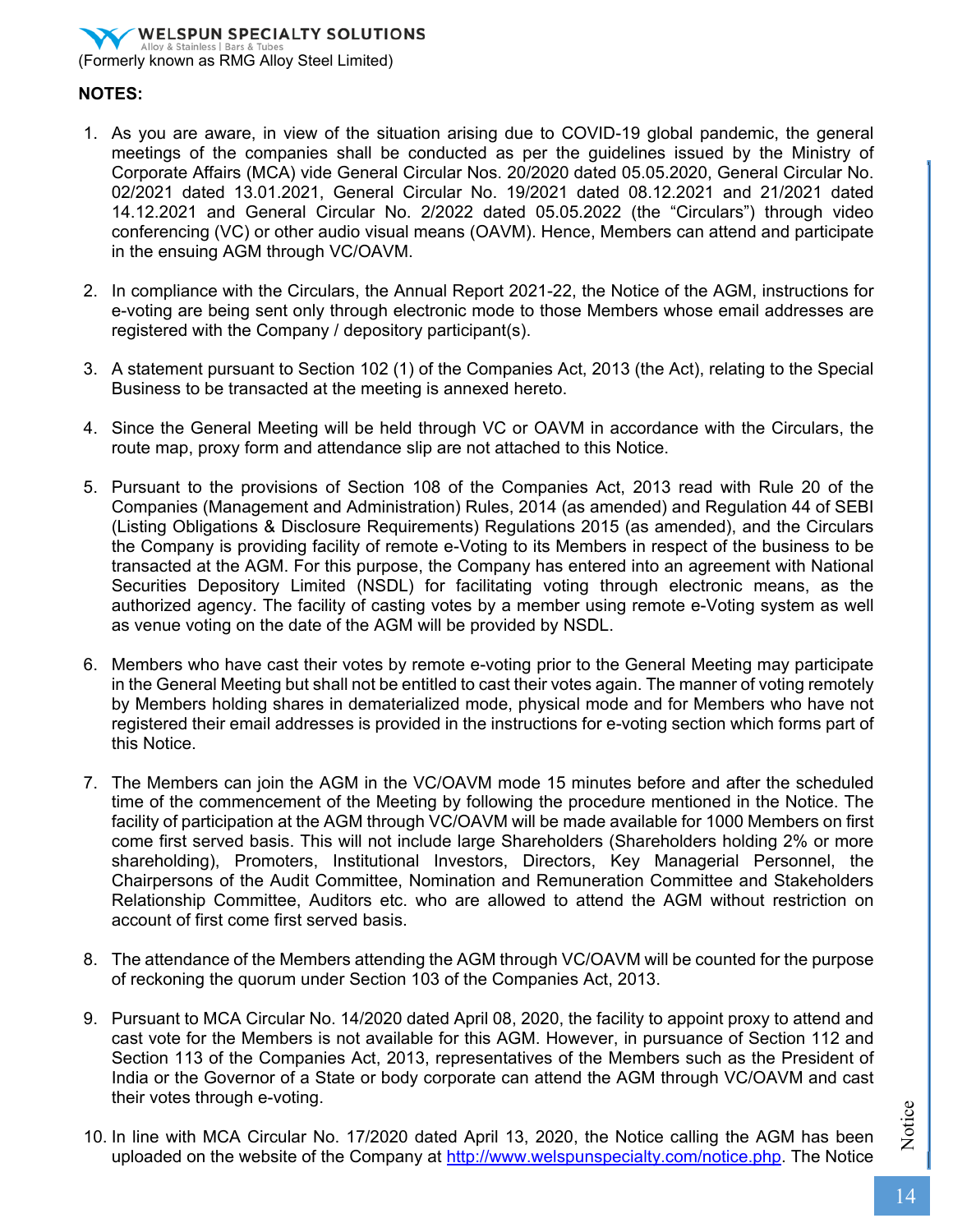**NOTES:**

1. As you are aware, in view of the situation arising due to COVID-19 global pandemic, the general meetings of the companies shall be conducted as per the guidelines issued by the Ministry of Corporate Affairs (MCA) vide General Circular Nos. 20/2020 dated 05.05.2020, General Circular No. 02/2021 dated 13.01.2021, General Circular No. 19/2021 dated 08.12.2021 and 21/2021 dated 14.12.2021 and General Circular No. 2/2022 dated 05.05.2022 (the "Circulars") through video conferencing (VC) or other audio visual means (OAVM). Hence, Members can attend and participate in the ensuing AGM through VC/OAVM.

2. In compliance with the Circulars, the Annual Report 2021-22, the Notice of the AGM, instructions for e-voting are being sent only through electronic mode to those Members whose email addresses are registered with the Company / depository participant(s).

3. A statement pursuant to Section 102 (1) of the Companies Act, 2013 (the Act), relating to the Special Business to be transacted at the meeting is annexed hereto.

4. Since the General Meeting will be held through VC or OAVM in accordance with the Circulars, the route map, proxy form and attendance slip are not attached to this Notice.

5. Pursuant to the provisions of Section 108 of the Companies Act, 2013 read with Rule 20 of the Companies (Management and Administration) Rules, 2014 (as amended) and Regulation 44 of SEBI (Listing Obligations & Disclosure Requirements) Regulations 2015 (as amended), and the Circulars the Company is providing facility of remote e-Voting to its Members in respect of the business to be transacted at the AGM. For this purpose, the Company has entered into an agreement with National Securities Depository Limited (NSDL) for facilitating voting through electronic means, as the authorized agency. The facility of casting votes by a member using remote e-Voting system as well as venue voting on the date of the AGM will be provided by NSDL.

6. Members who have cast their votes by remote e-voting prior to the General Meeting may participate in the General Meeting but shall not be entitled to cast their votes again. The manner of voting remotely by Members holding shares in dematerialized mode, physical mode and for Members who have not registered their email addresses is provided in the instructions for e-voting section which forms part of this Notice.

7. The Members can join the AGM in the VC/OAVM mode 15 minutes before and after the scheduled time of the commencement of the Meeting by following the procedure mentioned in the Notice. The facility of participation at the AGM through VC/OAVM will be made available for 1000 Members on first come first served basis. This will not include large Shareholders (Shareholders holding 2% or more shareholding), Promoters, Institutional Investors, Directors, Key Managerial Personnel, the Chairpersons of the Audit Committee, Nomination and Remuneration Committee and Stakeholders Relationship Committee, Auditors etc. who are allowed to attend the AGM without restriction on account of first come first served basis.

8. The attendance of the Members attending the AGM through VC/OAVM will be counted for the purpose of reckoning the quorum under Section 103 of the Companies Act, 2013.

9. Pursuant to MCA Circular No. 14/2020 dated April 08, 2020, the facility to appoint proxy to attend and cast vote for the Members is not available for this AGM. However, in pursuance of Section 112 and Section 113 of the Companies Act, 2013, representatives of the Members such as the President of India or the Governor of a State or body corporate can attend the AGM through VC/OAVM and cast their votes through e-voting.

10. In line with MCA Circular No. 17/2020 dated April 13, 2020, the Notice calling the AGM has been uploaded on the website of the Company at http://www.welspunspecialty.com/notice.php. The Notice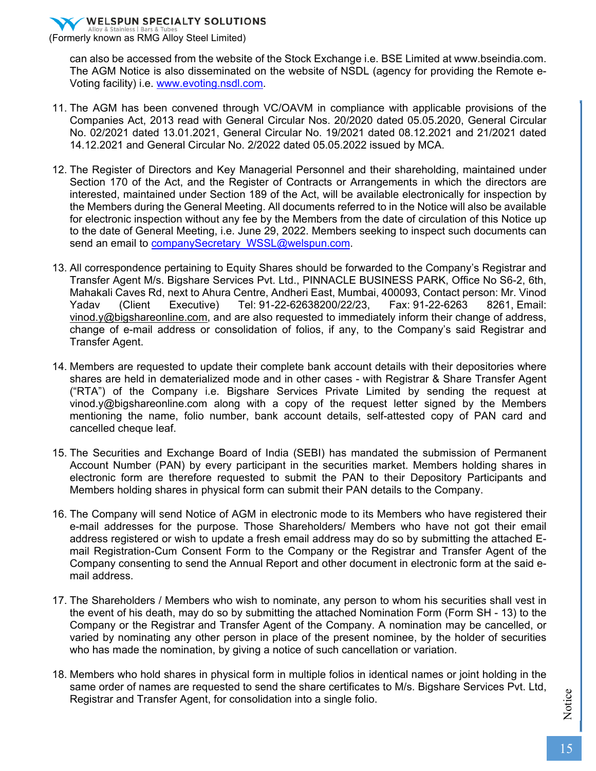can also be accessed from the website of the Stock Exchange i.e. BSE Limited at www.bseindia.com. The AGM Notice is also disseminated on the website of NSDL (agency for providing the Remote e-Voting facility) i.e. www.evoting.nsdl.com.

11. The AGM has been convened through VC/OAVM in compliance with applicable provisions of the Companies Act, 2013 read with General Circular Nos. 20/2020 dated 05.05.2020, General Circular No. 02/2021 dated 13.01.2021, General Circular No. 19/2021 dated 08.12.2021 and 21/2021 dated 14.12.2021 and General Circular No. 2/2022 dated 05.05.2022 issued by MCA.

12. The Register of Directors and Key Managerial Personnel and their shareholding, maintained under Section 170 of the Act, and the Register of Contracts or Arrangements in which the directors are interested, maintained under Section 189 of the Act, will be available electronically for inspection by the Members during the General Meeting. All documents referred to in the Notice will also be available for electronic inspection without any fee by the Members from the date of circulation of this Notice up to the date of General Meeting, i.e. June 29, 2022. Members seeking to inspect such documents can send an email to companySecretary_WSSL@welspun.com.

13. All correspondence pertaining to Equity Shares should be forwarded to the Company's Registrar and Transfer Agent M/s. Bigshare Services Pvt. Ltd., PINNACLE BUSINESS PARK, Office No S6-2, 6th, Mahakali Caves Rd, next to Ahura Centre, Andheri East, Mumbai, 400093, Contact person: Mr. Vinod Yadav (Client Executive) Tel: 91-22-62638200/22/23, Fax: 91-22-6263 8261, Email: vinod.y@bigshareonline.com, and are also requested to immediately inform their change of address, change of e-mail address or consolidation of folios, if any, to the Company's said Registrar and Transfer Agent.

14. Members are requested to update their complete bank account details with their depositories where shares are held in dematerialized mode and in other cases - with Registrar & Share Transfer Agent ("RTA") of the Company i.e. Bigshare Services Private Limited by sending the request at vinod.y@bigshareonline.com along with a copy of the request letter signed by the Members mentioning the name, folio number, bank account details, self-attested copy of PAN card and cancelled cheque leaf.

15. The Securities and Exchange Board of India (SEBI) has mandated the submission of Permanent Account Number (PAN) by every participant in the securities market. Members holding shares in electronic form are therefore requested to submit the PAN to their Depository Participants and Members holding shares in physical form can submit their PAN details to the Company.

16. The Company will send Notice of AGM in electronic mode to its Members who have registered their e-mail addresses for the purpose. Those Shareholders/ Members who have not got their email address registered or wish to update a fresh email address may do so by submitting the attached E-mail Registration-Cum Consent Form to the Company or the Registrar and Transfer Agent of the Company consenting to send the Annual Report and other document in electronic form at the said e-mail address.

17. The Shareholders / Members who wish to nominate, any person to whom his securities shall vest in the event of his death, may do so by submitting the attached Nomination Form (Form SH - 13) to the Company or the Registrar and Transfer Agent of the Company. A nomination may be cancelled, or varied by nominating any other person in place of the present nominee, by the holder of securities who has made the nomination, by giving a notice of such cancellation or variation.

18. Members who hold shares in physical form in multiple folios in identical names or joint holding in the same order of names are requested to send the share certificates to M/s. Bigshare Services Pvt. Ltd, Registrar and Transfer Agent, for consolidation into a single folio.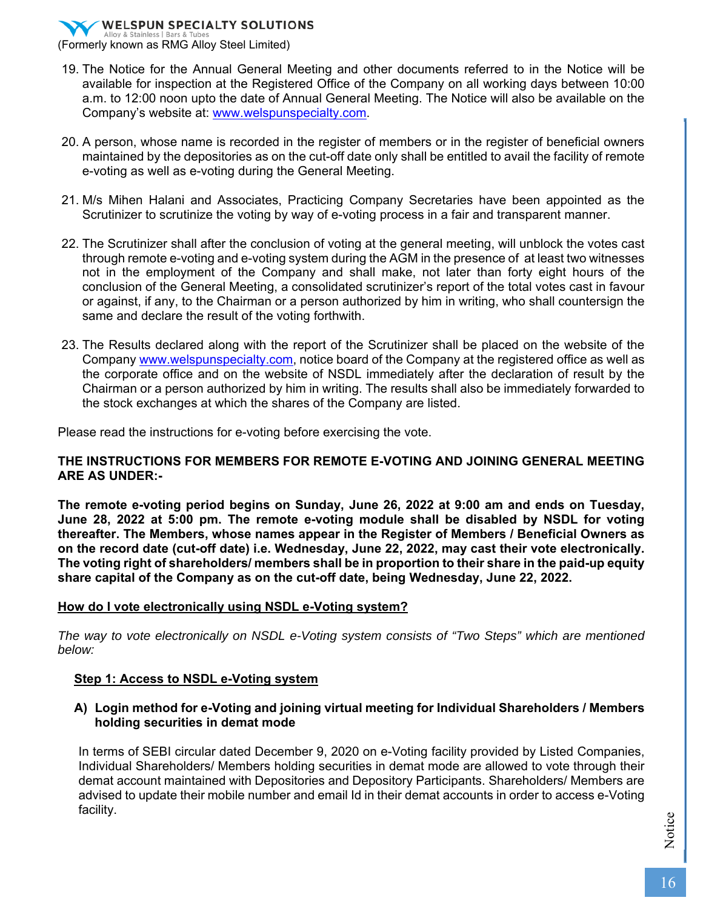19. The Notice for the Annual General Meeting and other documents referred to in the Notice will be available for inspection at the Registered Office of the Company on all working days between 10:00 a.m. to 12:00 noon upto the date of Annual General Meeting. The Notice will also be available on the Company's website at: www.welspunspecialty.com.

20. A person, whose name is recorded in the register of members or in the register of beneficial owners maintained by the depositories as on the cut-off date only shall be entitled to avail the facility of remote e-voting as well as e-voting during the General Meeting.

21. M/s Mihen Halani and Associates, Practicing Company Secretaries have been appointed as the Scrutinizer to scrutinize the voting by way of e-voting process in a fair and transparent manner.

22. The Scrutinizer shall after the conclusion of voting at the general meeting, will unblock the votes cast through remote e-voting and e-voting system during the AGM in the presence of at least two witnesses not in the employment of the Company and shall make, not later than forty eight hours of the conclusion of the General Meeting, a consolidated scrutinizer's report of the total votes cast in favour or against, if any, to the Chairman or a person authorized by him in writing, who shall countersign the same and declare the result of the voting forthwith.

23. The Results declared along with the report of the Scrutinizer shall be placed on the website of the Company www.welspunspecialty.com, notice board of the Company at the registered office as well as the corporate office and on the website of NSDL immediately after the declaration of result by the Chairman or a person authorized by him in writing. The results shall also be immediately forwarded to the stock exchanges at which the shares of the Company are listed.

Please read the instructions for e-voting before exercising the vote.

**THE INSTRUCTIONS FOR MEMBERS FOR REMOTE E-VOTING AND JOINING GENERAL MEETING ARE AS UNDER:-**

**The remote e-voting period begins on Sunday, June 26, 2022 at 9:00 am and ends on Tuesday, June 28, 2022 at 5:00 pm. The remote e-voting module shall be disabled by NSDL for voting thereafter. The Members, whose names appear in the Register of Members / Beneficial Owners as on the record date (cut-off date) i.e. Wednesday, June 22, 2022, may cast their vote electronically. The voting right of shareholders/ members shall be in proportion to their share in the paid-up equity share capital of the Company as on the cut-off date, being Wednesday, June 22, 2022.**

**<u>How do I vote electronically using NSDL e-Voting system?</u>**

*The way to vote electronically on NSDL e-Voting system consists of "Two Steps" which are mentioned below:*

**<u>Step 1: Access to NSDL e-Voting system</u>**

**A) Login method for e-Voting and joining virtual meeting for Individual Shareholders / Members holding securities in demat mode**

In terms of SEBI circular dated December 9, 2020 on e-Voting facility provided by Listed Companies, Individual Shareholders/ Members holding securities in demat mode are allowed to vote through their demat account maintained with Depositories and Depository Participants. Shareholders/ Members are advised to update their mobile number and email Id in their demat accounts in order to access e-Voting facility.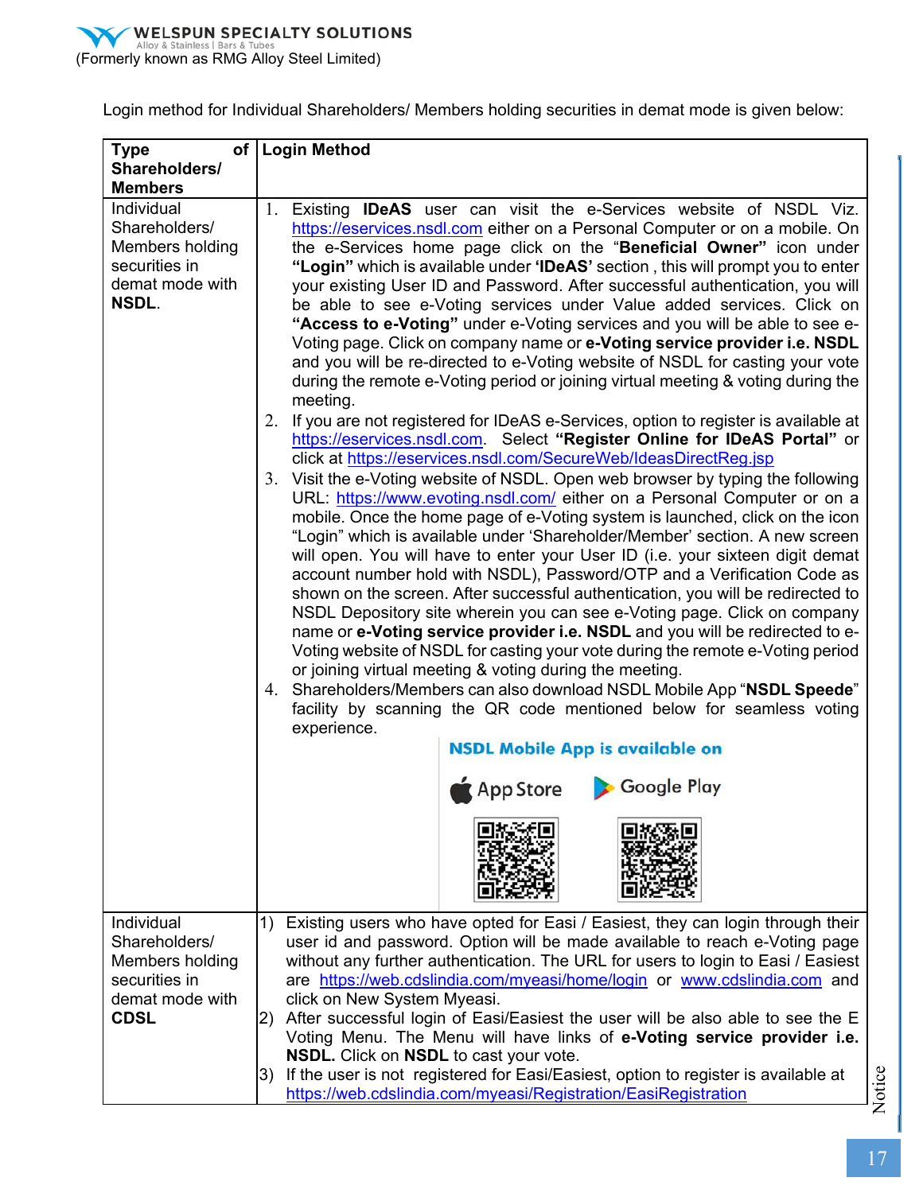Login method for Individual Shareholders/ Members holding securities in demat mode is given below:

| Type of Shareholders/ Members | Login Method |
|---|---|
| Individual Shareholders/ Members holding securities in demat mode with **NSDL**. | 1. Existing **IDeAS** user can visit the e-Services website of NSDL Viz. https://eservices.nsdl.com either on a Personal Computer or on a mobile. On the e-Services home page click on the "**Beneficial Owner"** icon under **"Login"** which is available under **'IDeAS'** section , this will prompt you to enter your existing User ID and Password. After successful authentication, you will be able to see e-Voting services under Value added services. Click on **"Access to e-Voting"** under e-Voting services and you will be able to see e-Voting page. Click on company name or **e-Voting service provider i.e. NSDL** and you will be re-directed to e-Voting website of NSDL for casting your vote during the remote e-Voting period or joining virtual meeting & voting during the meeting.<br>2. If you are not registered for IDeAS e-Services, option to register is available at https://eservices.nsdl.com. Select **"Register Online for IDeAS Portal"** or click at https://eservices.nsdl.com/SecureWeb/IdeasDirectReg.jsp<br>3. Visit the e-Voting website of NSDL. Open web browser by typing the following URL: https://www.evoting.nsdl.com/ either on a Personal Computer or on a mobile. Once the home page of e-Voting system is launched, click on the icon "Login" which is available under 'Shareholder/Member' section. A new screen will open. You will have to enter your User ID (i.e. your sixteen digit demat account number hold with NSDL), Password/OTP and a Verification Code as shown on the screen. After successful authentication, you will be redirected to NSDL Depository site wherein you can see e-Voting page. Click on company name or **e-Voting service provider i.e. NSDL** and you will be redirected to e-Voting website of NSDL for casting your vote during the remote e-Voting period or joining virtual meeting & voting during the meeting.<br>4. Shareholders/Members can also download NSDL Mobile App "**NSDL Speede**" facility by scanning the QR code mentioned below for seamless voting experience.<br>NSDL Mobile App is available on<br>App Store Google Play |
| Individual Shareholders/ Members holding securities in demat mode with **CDSL** | 1) Existing users who have opted for Easi / Easiest, they can login through their user id and password. Option will be made available to reach e-Voting page without any further authentication. The URL for users to login to Easi / Easiest are https://web.cdslindia.com/myeasi/home/login or www.cdslindia.com and click on New System Myeasi.<br>2) After successful login of Easi/Easiest the user will be also able to see the E Voting Menu. The Menu will have links of **e-Voting service provider i.e. NSDL.** Click on **NSDL** to cast your vote.<br>3) If the user is not registered for Easi/Easiest, option to register is available at https://web.cdslindia.com/myeasi/Registration/EasiRegistration |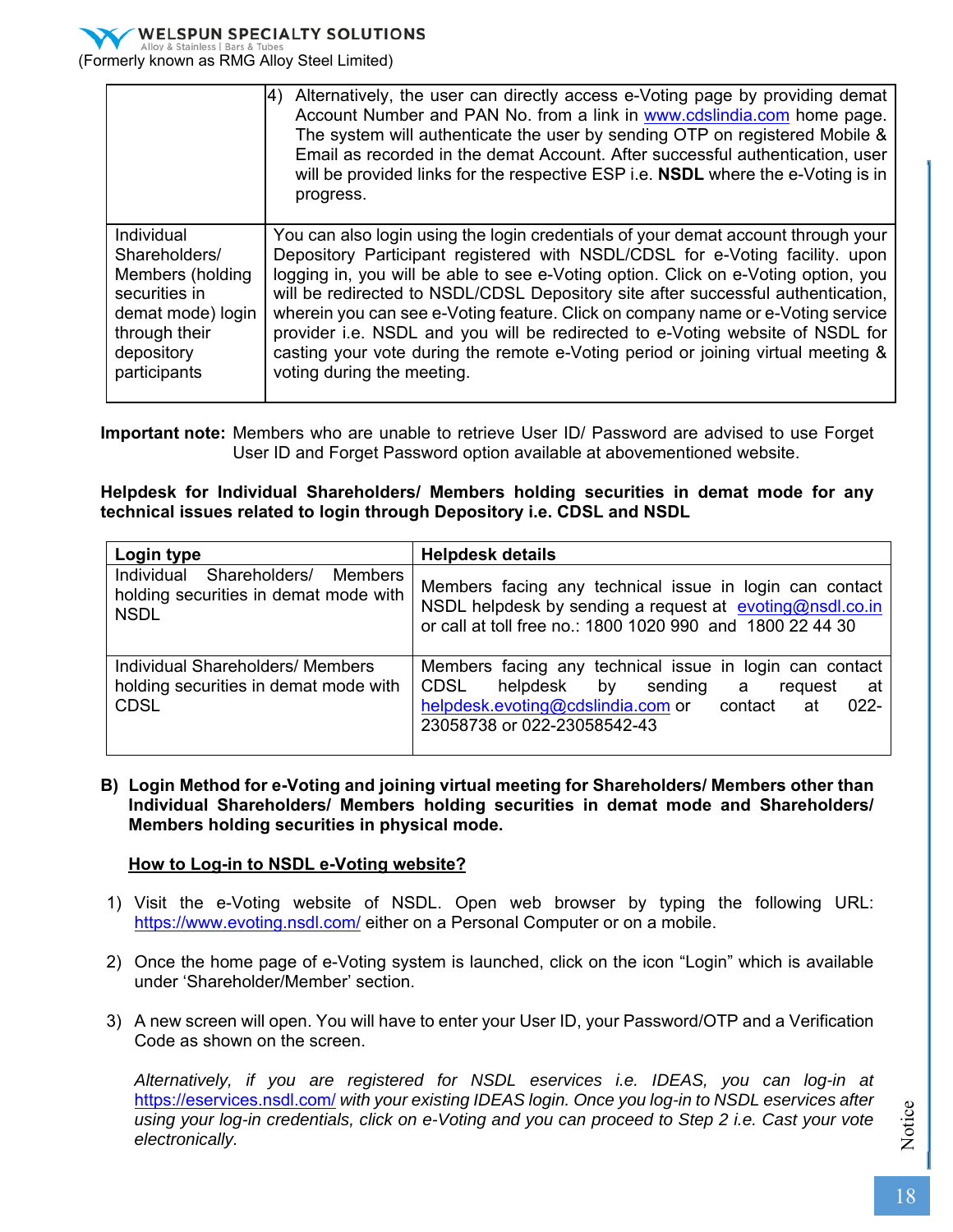| | 4) Alternatively, the user can directly access e-Voting page by providing demat Account Number and PAN No. from a link in www.cdslindia.com home page. The system will authenticate the user by sending OTP on registered Mobile & Email as recorded in the demat Account. After successful authentication, user will be provided links for the respective ESP i.e. **NSDL** where the e-Voting is in progress. |
|---|---|
| Individual Shareholders/ Members (holding securities in demat mode) login through their depository participants | You can also login using the login credentials of your demat account through your Depository Participant registered with NSDL/CDSL for e-Voting facility. upon logging in, you will be able to see e-Voting option. Click on e-Voting option, you will be redirected to NSDL/CDSL Depository site after successful authentication, wherein you can see e-Voting feature. Click on company name or e-Voting service provider i.e. NSDL and you will be redirected to e-Voting website of NSDL for casting your vote during the remote e-Voting period or joining virtual meeting & voting during the meeting. |

**Important note:** Members who are unable to retrieve User ID/ Password are advised to use Forget User ID and Forget Password option available at abovementioned website.

**Helpdesk for Individual Shareholders/ Members holding securities in demat mode for any technical issues related to login through Depository i.e. CDSL and NSDL**

| Login type | Helpdesk details |
|---|---|
| Individual Shareholders/ Members holding securities in demat mode with NSDL | Members facing any technical issue in login can contact NSDL helpdesk by sending a request at evoting@nsdl.co.in or call at toll free no.: 1800 1020 990 and 1800 22 44 30 |
| Individual Shareholders/ Members holding securities in demat mode with CDSL | Members facing any technical issue in login can contact CDSL helpdesk by sending a request at helpdesk.evoting@cdslindia.com or contact at 022-23058738 or 022-23058542-43 |

**B) Login Method for e-Voting and joining virtual meeting for Shareholders/ Members other than Individual Shareholders/ Members holding securities in demat mode and Shareholders/ Members holding securities in physical mode.**

**How to Log-in to NSDL e-Voting website?**

1) Visit the e-Voting website of NSDL. Open web browser by typing the following URL: https://www.evoting.nsdl.com/ either on a Personal Computer or on a mobile.

2) Once the home page of e-Voting system is launched, click on the icon "Login" which is available under 'Shareholder/Member' section.

3) A new screen will open. You will have to enter your User ID, your Password/OTP and a Verification Code as shown on the screen.

   *Alternatively, if you are registered for NSDL eservices i.e. IDEAS, you can log-in at https://eservices.nsdl.com/ with your existing IDEAS login. Once you log-in to NSDL eservices after using your log-in credentials, click on e-Voting and you can proceed to Step 2 i.e. Cast your vote electronically.*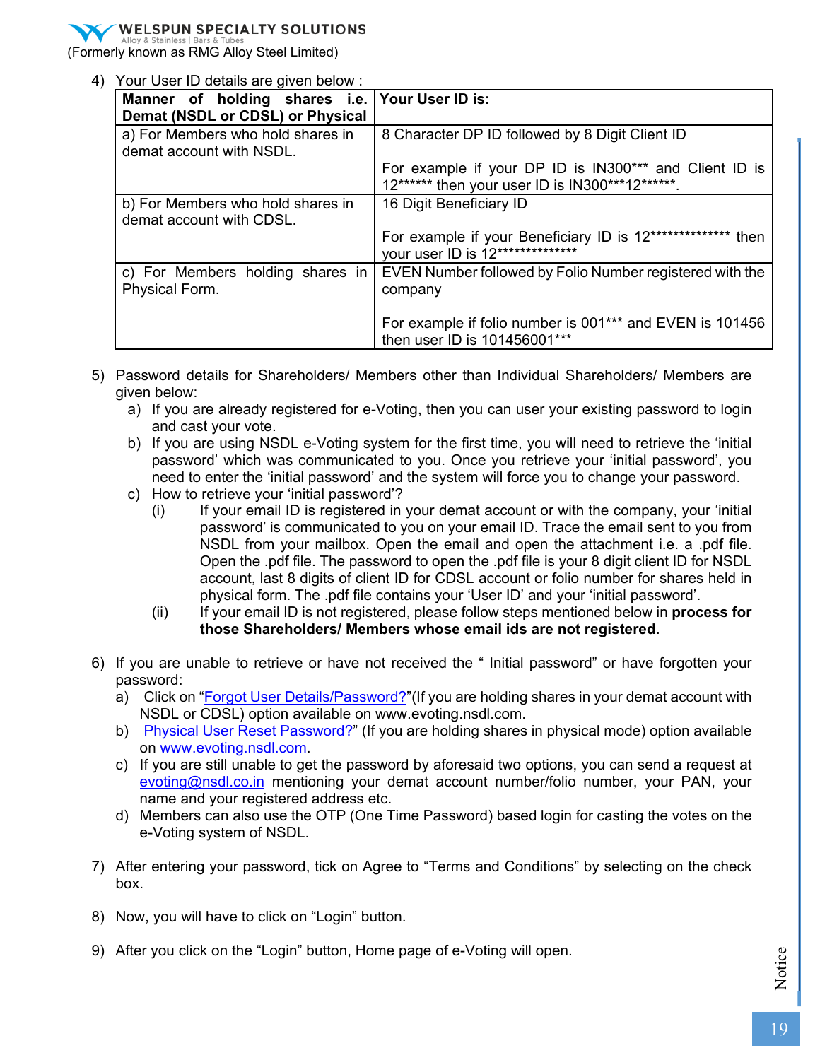4) Your User ID details are given below :

| Manner of holding shares i.e. Demat (NSDL or CDSL) or Physical | Your User ID is: |
|---|---|
| a) For Members who hold shares in demat account with NSDL. | 8 Character DP ID followed by 8 Digit Client ID<br><br>For example if your DP ID is IN300*** and Client ID is 12****** then your user ID is IN300***12******. |
| b) For Members who hold shares in demat account with CDSL. | 16 Digit Beneficiary ID<br><br>For example if your Beneficiary ID is 12************** then your user ID is 12************** |
| c) For Members holding shares in Physical Form. | EVEN Number followed by Folio Number registered with the company<br><br>For example if folio number is 001*** and EVEN is 101456 then user ID is 101456001*** |

5) Password details for Shareholders/ Members other than Individual Shareholders/ Members are given below:
   a) If you are already registered for e-Voting, then you can user your existing password to login and cast your vote.
   b) If you are using NSDL e-Voting system for the first time, you will need to retrieve the 'initial password' which was communicated to you. Once you retrieve your 'initial password', you need to enter the 'initial password' and the system will force you to change your password.
   c) How to retrieve your 'initial password'?
      (i) If your email ID is registered in your demat account or with the company, your 'initial password' is communicated to you on your email ID. Trace the email sent to you from NSDL from your mailbox. Open the email and open the attachment i.e. a .pdf file. Open the .pdf file. The password to open the .pdf file is your 8 digit client ID for NSDL account, last 8 digits of client ID for CDSL account or folio number for shares held in physical form. The .pdf file contains your 'User ID' and your 'initial password'.
      (ii) If your email ID is not registered, please follow steps mentioned below in **process for those Shareholders/ Members whose email ids are not registered.**

6) If you are unable to retrieve or have not received the " Initial password" or have forgotten your password:
   a) Click on "Forgot User Details/Password?"(If you are holding shares in your demat account with NSDL or CDSL) option available on www.evoting.nsdl.com.
   b) Physical User Reset Password?" (If you are holding shares in physical mode) option available on www.evoting.nsdl.com.
   c) If you are still unable to get the password by aforesaid two options, you can send a request at evoting@nsdl.co.in mentioning your demat account number/folio number, your PAN, your name and your registered address etc.
   d) Members can also use the OTP (One Time Password) based login for casting the votes on the e-Voting system of NSDL.

7) After entering your password, tick on Agree to "Terms and Conditions" by selecting on the check box.

8) Now, you will have to click on "Login" button.

9) After you click on the "Login" button, Home page of e-Voting will open.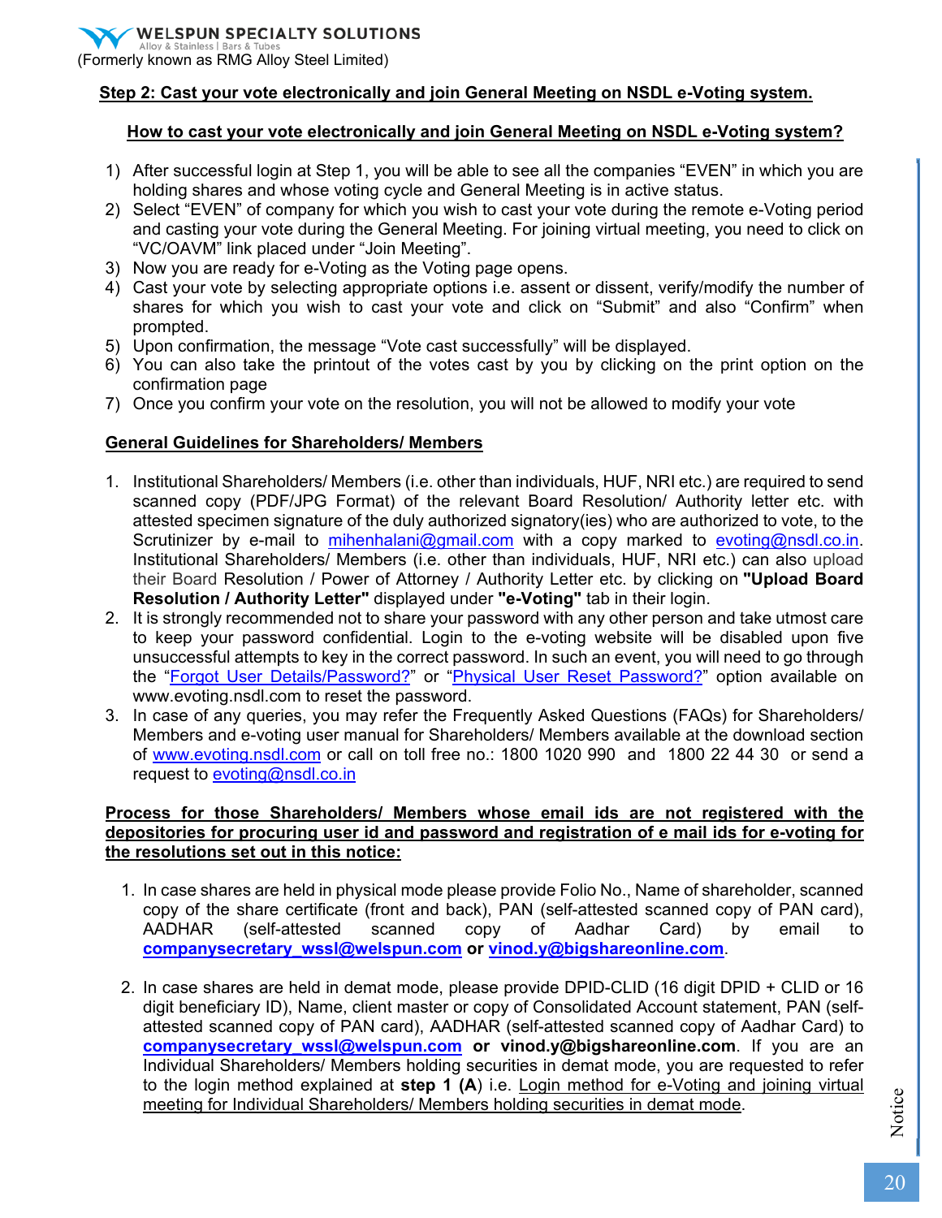**Step 2: Cast your vote electronically and join General Meeting on NSDL e-Voting system.**

**How to cast your vote electronically and join General Meeting on NSDL e-Voting system?**

1) After successful login at Step 1, you will be able to see all the companies "EVEN" in which you are holding shares and whose voting cycle and General Meeting is in active status.
2) Select "EVEN" of company for which you wish to cast your vote during the remote e-Voting period and casting your vote during the General Meeting. For joining virtual meeting, you need to click on "VC/OAVM" link placed under "Join Meeting".
3) Now you are ready for e-Voting as the Voting page opens.
4) Cast your vote by selecting appropriate options i.e. assent or dissent, verify/modify the number of shares for which you wish to cast your vote and click on "Submit" and also "Confirm" when prompted.
5) Upon confirmation, the message "Vote cast successfully" will be displayed.
6) You can also take the printout of the votes cast by you by clicking on the print option on the confirmation page
7) Once you confirm your vote on the resolution, you will not be allowed to modify your vote

**General Guidelines for Shareholders/ Members**

1. Institutional Shareholders/ Members (i.e. other than individuals, HUF, NRI etc.) are required to send scanned copy (PDF/JPG Format) of the relevant Board Resolution/ Authority letter etc. with attested specimen signature of the duly authorized signatory(ies) who are authorized to vote, to the Scrutinizer by e-mail to mihenhalani@gmail.com with a copy marked to evoting@nsdl.co.in. Institutional Shareholders/ Members (i.e. other than individuals, HUF, NRI etc.) can also upload their Board Resolution / Power of Attorney / Authority Letter etc. by clicking on **"Upload Board Resolution / Authority Letter"** displayed under **"e-Voting"** tab in their login.
2. It is strongly recommended not to share your password with any other person and take utmost care to keep your password confidential. Login to the e-voting website will be disabled upon five unsuccessful attempts to key in the correct password. In such an event, you will need to go through the "Forgot User Details/Password?" or "Physical User Reset Password?" option available on www.evoting.nsdl.com to reset the password.
3. In case of any queries, you may refer the Frequently Asked Questions (FAQs) for Shareholders/ Members and e-voting user manual for Shareholders/ Members available at the download section of www.evoting.nsdl.com or call on toll free no.: 1800 1020 990 and 1800 22 44 30 or send a request to evoting@nsdl.co.in

**Process for those Shareholders/ Members whose email ids are not registered with the depositories for procuring user id and password and registration of e mail ids for e-voting for the resolutions set out in this notice:**

1. In case shares are held in physical mode please provide Folio No., Name of shareholder, scanned copy of the share certificate (front and back), PAN (self-attested scanned copy of PAN card), AADHAR (self-attested scanned copy of Aadhar Card) by email to **companysecretary_wssl@welspun.com** **or** **vinod.y@bigshareonline.com**.

2. In case shares are held in demat mode, please provide DPID-CLID (16 digit DPID + CLID or 16 digit beneficiary ID), Name, client master or copy of Consolidated Account statement, PAN (self-attested scanned copy of PAN card), AADHAR (self-attested scanned copy of Aadhar Card) to **companysecretary_wssl@welspun.com** **or vinod.y@bigshareonline.com**. If you are an Individual Shareholders/ Members holding securities in demat mode, you are requested to refer to the login method explained at **step 1 (A**) i.e. Login method for e-Voting and joining virtual meeting for Individual Shareholders/ Members holding securities in demat mode.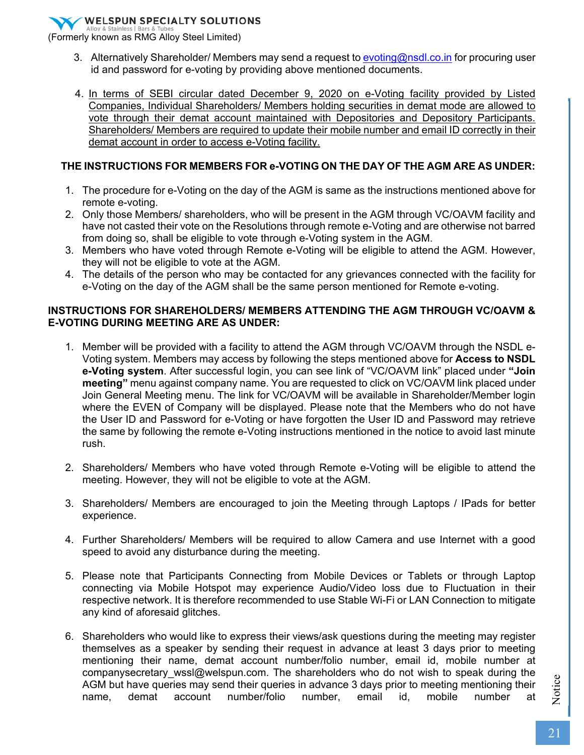3. Alternatively Shareholder/ Members may send a request to evoting@nsdl.co.in for procuring user id and password for e-voting by providing above mentioned documents.

4. In terms of SEBI circular dated December 9, 2020 on e-Voting facility provided by Listed Companies, Individual Shareholders/ Members holding securities in demat mode are allowed to vote through their demat account maintained with Depositories and Depository Participants. Shareholders/ Members are required to update their mobile number and email ID correctly in their demat account in order to access e-Voting facility.

**THE INSTRUCTIONS FOR MEMBERS FOR e-VOTING ON THE DAY OF THE AGM ARE AS UNDER:**

1. The procedure for e-Voting on the day of the AGM is same as the instructions mentioned above for remote e-voting.
2. Only those Members/ shareholders, who will be present in the AGM through VC/OAVM facility and have not casted their vote on the Resolutions through remote e-Voting and are otherwise not barred from doing so, shall be eligible to vote through e-Voting system in the AGM.
3. Members who have voted through Remote e-Voting will be eligible to attend the AGM. However, they will not be eligible to vote at the AGM.
4. The details of the person who may be contacted for any grievances connected with the facility for e-Voting on the day of the AGM shall be the same person mentioned for Remote e-voting.

**INSTRUCTIONS FOR SHAREHOLDERS/ MEMBERS ATTENDING THE AGM THROUGH VC/OAVM & E-VOTING DURING MEETING ARE AS UNDER:**

1. Member will be provided with a facility to attend the AGM through VC/OAVM through the NSDL e-Voting system. Members may access by following the steps mentioned above for **Access to NSDL e-Voting system**. After successful login, you can see link of "VC/OAVM link" placed under **"Join meeting"** menu against company name. You are requested to click on VC/OAVM link placed under Join General Meeting menu. The link for VC/OAVM will be available in Shareholder/Member login where the EVEN of Company will be displayed. Please note that the Members who do not have the User ID and Password for e-Voting or have forgotten the User ID and Password may retrieve the same by following the remote e-Voting instructions mentioned in the notice to avoid last minute rush.

2. Shareholders/ Members who have voted through Remote e-Voting will be eligible to attend the meeting. However, they will not be eligible to vote at the AGM.

3. Shareholders/ Members are encouraged to join the Meeting through Laptops / IPads for better experience.

4. Further Shareholders/ Members will be required to allow Camera and use Internet with a good speed to avoid any disturbance during the meeting.

5. Please note that Participants Connecting from Mobile Devices or Tablets or through Laptop connecting via Mobile Hotspot may experience Audio/Video loss due to Fluctuation in their respective network. It is therefore recommended to use Stable Wi-Fi or LAN Connection to mitigate any kind of aforesaid glitches.

6. Shareholders who would like to express their views/ask questions during the meeting may register themselves as a speaker by sending their request in advance at least 3 days prior to meeting mentioning their name, demat account number/folio number, email id, mobile number at companysecretary_wssl@welspun.com. The shareholders who do not wish to speak during the AGM but have queries may send their queries in advance 3 days prior to meeting mentioning their name, demat account number/folio number, email id, mobile number at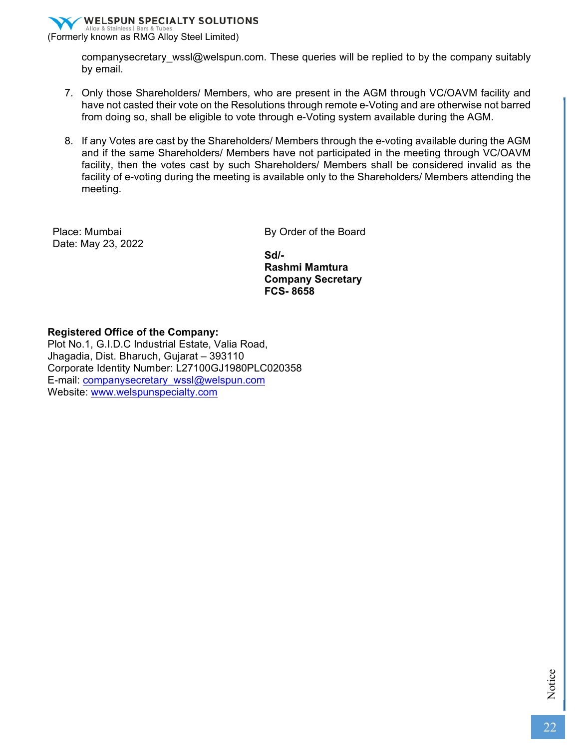companysecretary_wssl@welspun.com. These queries will be replied to by the company suitably by email.

7. Only those Shareholders/ Members, who are present in the AGM through VC/OAVM facility and have not casted their vote on the Resolutions through remote e-Voting and are otherwise not barred from doing so, shall be eligible to vote through e-Voting system available during the AGM.

8. If any Votes are cast by the Shareholders/ Members through the e-voting available during the AGM and if the same Shareholders/ Members have not participated in the meeting through VC/OAVM facility, then the votes cast by such Shareholders/ Members shall be considered invalid as the facility of e-voting during the meeting is available only to the Shareholders/ Members attending the meeting.

Place: Mumbai
Date: May 23, 2022

By Order of the Board

**Sd/-**
**Rashmi Mamtura**
**Company Secretary**
**FCS- 8658**

**Registered Office of the Company:**
Plot No.1, G.I.D.C Industrial Estate, Valia Road,
Jhagadia, Dist. Bharuch, Gujarat – 393110
Corporate Identity Number: L27100GJ1980PLC020358
E-mail: companysecretary_wssl@welspun.com
Website: www.welspunspecialty.com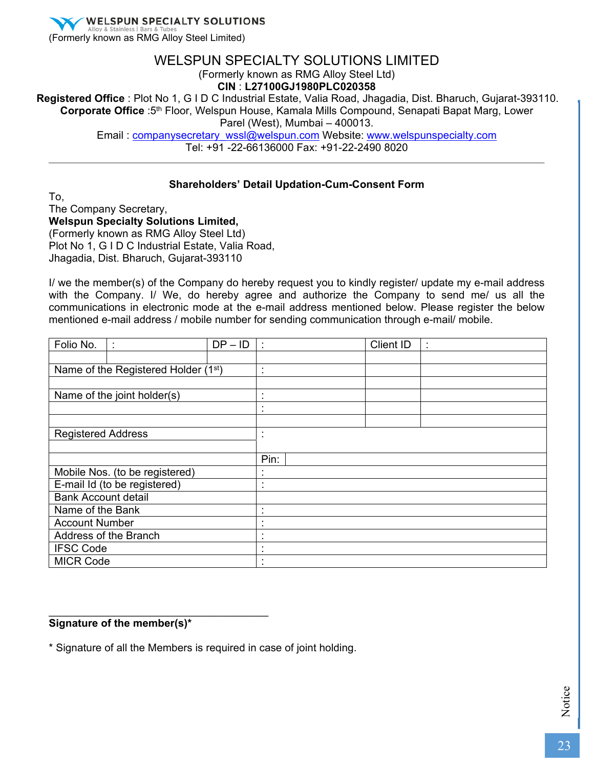WELSPUN SPECIALTY SOLUTIONS
Alloy & Stainless | Bars & Tubes
(Formerly known as RMG Alloy Steel Limited)

# WELSPUN SPECIALTY SOLUTIONS LIMITED

(Formerly known as RMG Alloy Steel Ltd)
**CIN** : **L27100GJ1980PLC020358**
**Registered Office** : Plot No 1, G I D C Industrial Estate, Valia Road, Jhagadia, Dist. Bharuch, Gujarat-393110.
**Corporate Office** :5th Floor, Welspun House, Kamala Mills Compound, Senapati Bapat Marg, Lower Parel (West), Mumbai – 400013.
Email : companysecretary_wssl@welspun.com Website: www.welspunspecialty.com
Tel: +91 -22-66136000 Fax: +91-22-2490 8020

---

## Shareholders' Detail Updation-Cum-Consent Form

To,
The Company Secretary,
**Welspun Specialty Solutions Limited,**
(Formerly known as RMG Alloy Steel Ltd)
Plot No 1, G I D C Industrial Estate, Valia Road,
Jhagadia, Dist. Bharuch, Gujarat-393110

I/ we the member(s) of the Company do hereby request you to kindly register/ update my e-mail address with the Company. I/ We, do hereby agree and authorize the Company to send me/ us all the communications in electronic mode at the e-mail address mentioned below. Please register the below mentioned e-mail address / mobile number for sending communication through e-mail/ mobile.

| Folio No. | : | DP – ID | : | Client ID | : |
|---|---|---|---|---|---|
| | | | | | |
| Name of the Registered Holder (1st) | | | : | | |
| | | | | | |
| Name of the joint holder(s) | | | : | | |
| | | | : | | |
| | | | | | |
| Registered Address | | | : | | |
| | | | | | |
| | | | Pin: | | |
| Mobile Nos. (to be registered) | | | : | | |
| E-mail Id (to be registered) | | | : | | |
| Bank Account detail | | | | | |
| Name of the Bank | | | : | | |
| Account Number | | | : | | |
| Address of the Branch | | | : | | |
| IFSC Code | | | : | | |
| MICR Code | | | : | | |

\_\_\_\_\_\_\_\_\_\_\_\_\_\_\_\_\_\_\_\_\_\_\_\_\_\_\_\_\_\_\_\_\_\_\_\_

**Signature of the member(s)***

* Signature of all the Members is required in case of joint holding.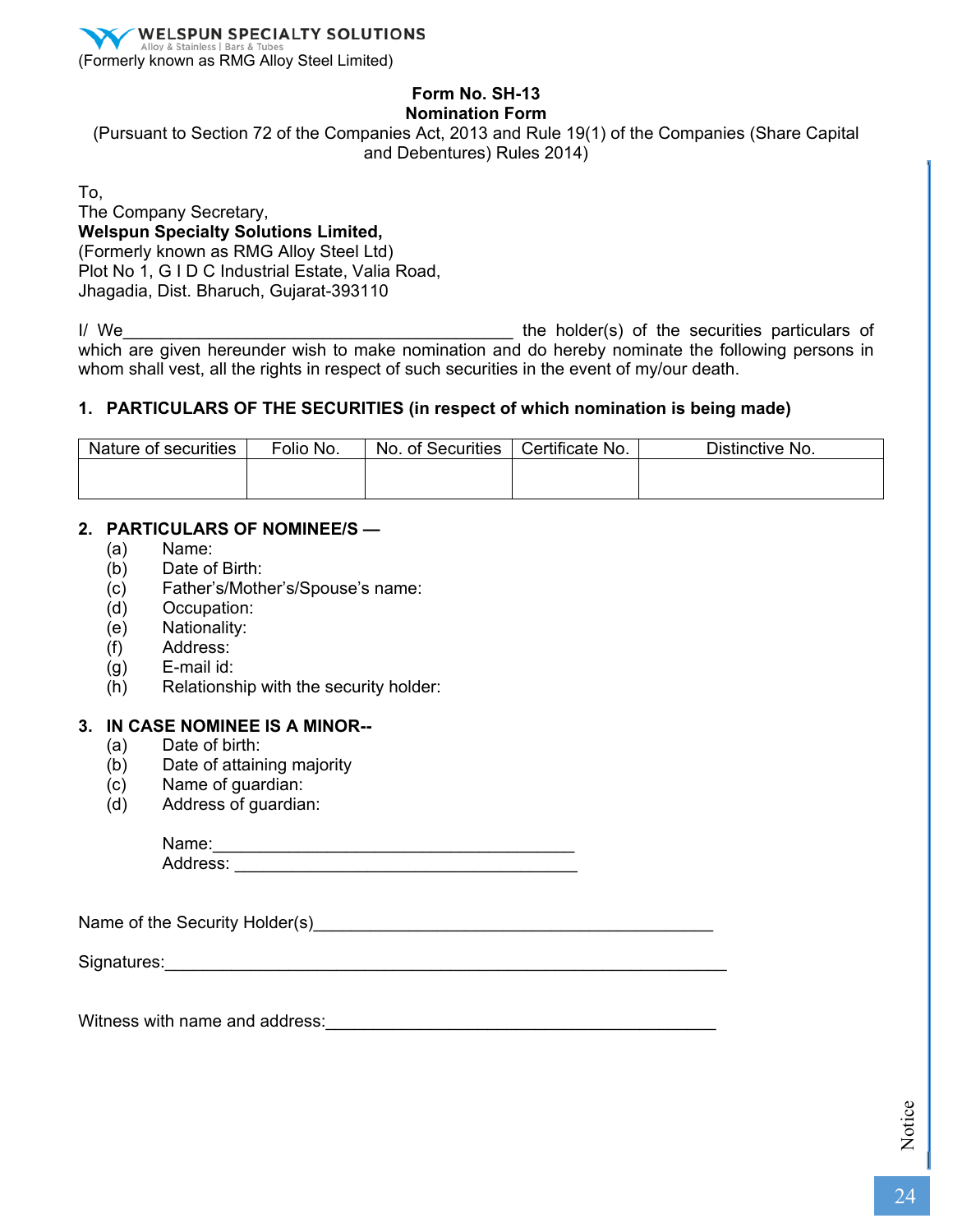**WELSPUN SPECIALTY SOLUTIONS**
Alloy & Stainless | Bars & Tubes
(Formerly known as RMG Alloy Steel Limited)

**Form No. SH-13**
**Nomination Form**
(Pursuant to Section 72 of the Companies Act, 2013 and Rule 19(1) of the Companies (Share Capital and Debentures) Rules 2014)

To,
The Company Secretary,
**Welspun Specialty Solutions Limited,**
(Formerly known as RMG Alloy Steel Ltd)
Plot No 1, G I D C Industrial Estate, Valia Road,
Jhagadia, Dist. Bharuch, Gujarat-393110

I/ We__________________________________________ the holder(s) of the securities particulars of which are given hereunder wish to make nomination and do hereby nominate the following persons in whom shall vest, all the rights in respect of such securities in the event of my/our death.

**1. PARTICULARS OF THE SECURITIES (in respect of which nomination is being made)**

| Nature of securities | Folio No. | No. of Securities | Certificate No. | Distinctive No. |
|---|---|---|---|---|
| | | | | |

**2. PARTICULARS OF NOMINEE/S —**

(a) Name:
(b) Date of Birth:
(c) Father's/Mother's/Spouse's name:
(d) Occupation:
(e) Nationality:
(f) Address:
(g) E-mail id:
(h) Relationship with the security holder:

**3. IN CASE NOMINEE IS A MINOR--**

(a) Date of birth:
(b) Date of attaining majority
(c) Name of guardian:
(d) Address of guardian:

Name:_______________________________________
Address: ____________________________________

Name of the Security Holder(s)__________________________________________

Signatures:_____________________________________________________________

Witness with name and address:__________________________________________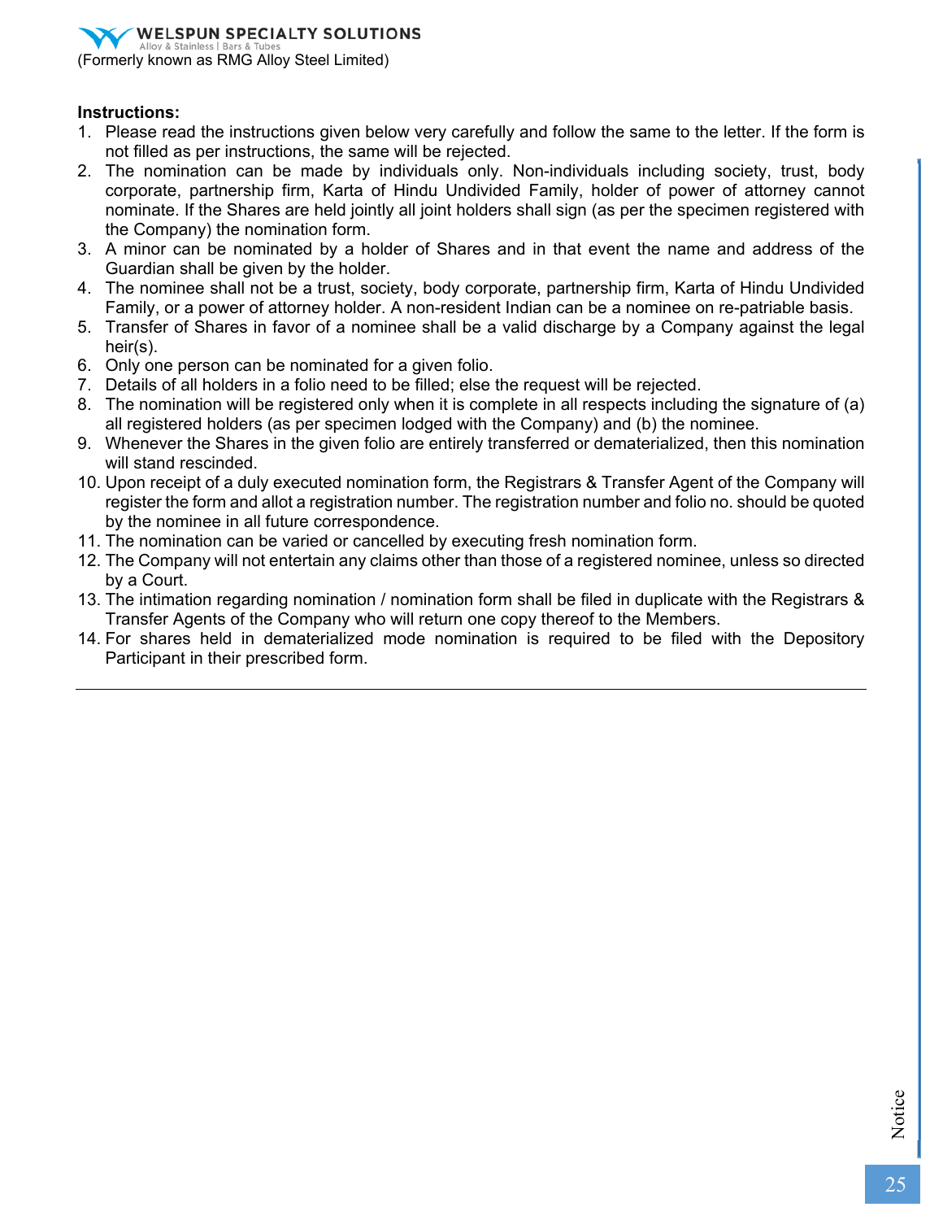**Instructions:**

1. Please read the instructions given below very carefully and follow the same to the letter. If the form is not filled as per instructions, the same will be rejected.
2. The nomination can be made by individuals only. Non-individuals including society, trust, body corporate, partnership firm, Karta of Hindu Undivided Family, holder of power of attorney cannot nominate. If the Shares are held jointly all joint holders shall sign (as per the specimen registered with the Company) the nomination form.
3. A minor can be nominated by a holder of Shares and in that event the name and address of the Guardian shall be given by the holder.
4. The nominee shall not be a trust, society, body corporate, partnership firm, Karta of Hindu Undivided Family, or a power of attorney holder. A non-resident Indian can be a nominee on re-patriable basis.
5. Transfer of Shares in favor of a nominee shall be a valid discharge by a Company against the legal heir(s).
6. Only one person can be nominated for a given folio.
7. Details of all holders in a folio need to be filled; else the request will be rejected.
8. The nomination will be registered only when it is complete in all respects including the signature of (a) all registered holders (as per specimen lodged with the Company) and (b) the nominee.
9. Whenever the Shares in the given folio are entirely transferred or dematerialized, then this nomination will stand rescinded.
10. Upon receipt of a duly executed nomination form, the Registrars & Transfer Agent of the Company will register the form and allot a registration number. The registration number and folio no. should be quoted by the nominee in all future correspondence.
11. The nomination can be varied or cancelled by executing fresh nomination form.
12. The Company will not entertain any claims other than those of a registered nominee, unless so directed by a Court.
13. The intimation regarding nomination / nomination form shall be filed in duplicate with the Registrars & Transfer Agents of the Company who will return one copy thereof to the Members.
14. For shares held in dematerialized mode nomination is required to be filed with the Depository Participant in their prescribed form.

---